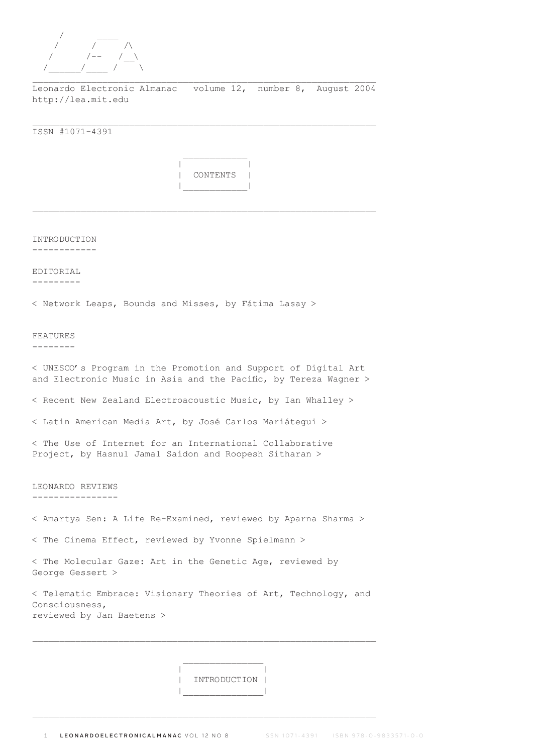```
     /       ____
    /       /     /\
   /       /--   /__\
  /______/____ /    \
```

Leonardo Electronic Almanac   volume 12,  number 8,  August 2004
http://lea.mit.edu

ISSN #1071-4391

# CONTENTS

## INTRODUCTION

## EDITORIAL

< Network Leaps, Bounds and Misses, by Fátima Lasay >

## FEATURES

< UNESCO's Program in the Promotion and Support of Digital Art and Electronic Music in Asia and the Pacific, by Tereza Wagner >

< Recent New Zealand Electroacoustic Music, by Ian Whalley >

< Latin American Media Art, by José Carlos Mariátegui >

< The Use of Internet for an International Collaborative Project, by Hasnul Jamal Saidon and Roopesh Sitharan >

## LEONARDO REVIEWS

< Amartya Sen: A Life Re-Examined, reviewed by Aparna Sharma >

< The Cinema Effect, reviewed by Yvonne Spielmann >

< The Molecular Gaze: Art in the Genetic Age, reviewed by George Gessert >

< Telematic Embrace: Visionary Theories of Art, Technology, and Consciousness,
reviewed by Jan Baetens >

# INTRODUCTION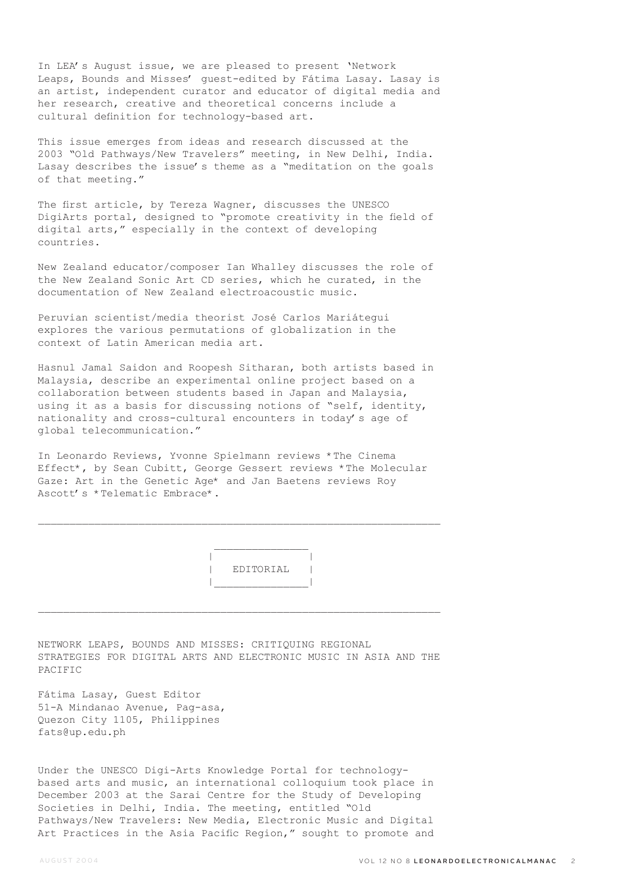In LEA's August issue, we are pleased to present 'Network Leaps, Bounds and Misses' guest-edited by Fátima Lasay. Lasay is an artist, independent curator and educator of digital media and her research, creative and theoretical concerns include a cultural definition for technology-based art.

This issue emerges from ideas and research discussed at the 2003 "Old Pathways/New Travelers" meeting, in New Delhi, India. Lasay describes the issue's theme as a "meditation on the goals of that meeting."

The first article, by Tereza Wagner, discusses the UNESCO DigiArts portal, designed to "promote creativity in the field of digital arts," especially in the context of developing countries.

New Zealand educator/composer Ian Whalley discusses the role of the New Zealand Sonic Art CD series, which he curated, in the documentation of New Zealand electroacoustic music.

Peruvian scientist/media theorist José Carlos Mariátegui explores the various permutations of globalization in the context of Latin American media art.

Hasnul Jamal Saidon and Roopesh Sitharan, both artists based in Malaysia, describe an experimental online project based on a collaboration between students based in Japan and Malaysia, using it as a basis for discussing notions of "self, identity, nationality and cross-cultural encounters in today's age of global telecommunication."

In Leonardo Reviews, Yvonne Spielmann reviews *The Cinema Effect*, by Sean Cubitt, George Gessert reviews *The Molecular Gaze: Art in the Genetic Age* and Jan Baetens reviews Roy Ascott's *Telematic Embrace*.

---

## EDITORIAL

---

### NETWORK LEAPS, BOUNDS AND MISSES: CRITIQUING REGIONAL STRATEGIES FOR DIGITAL ARTS AND ELECTRONIC MUSIC IN ASIA AND THE PACIFIC

Fátima Lasay, Guest Editor
51-A Mindanao Avenue, Pag-asa,
Quezon City 1105, Philippines
fats@up.edu.ph

Under the UNESCO Digi-Arts Knowledge Portal for technology-based arts and music, an international colloquium took place in December 2003 at the Sarai Centre for the Study of Developing Societies in Delhi, India. The meeting, entitled "Old Pathways/New Travelers: New Media, Electronic Music and Digital Art Practices in the Asia Pacific Region," sought to promote and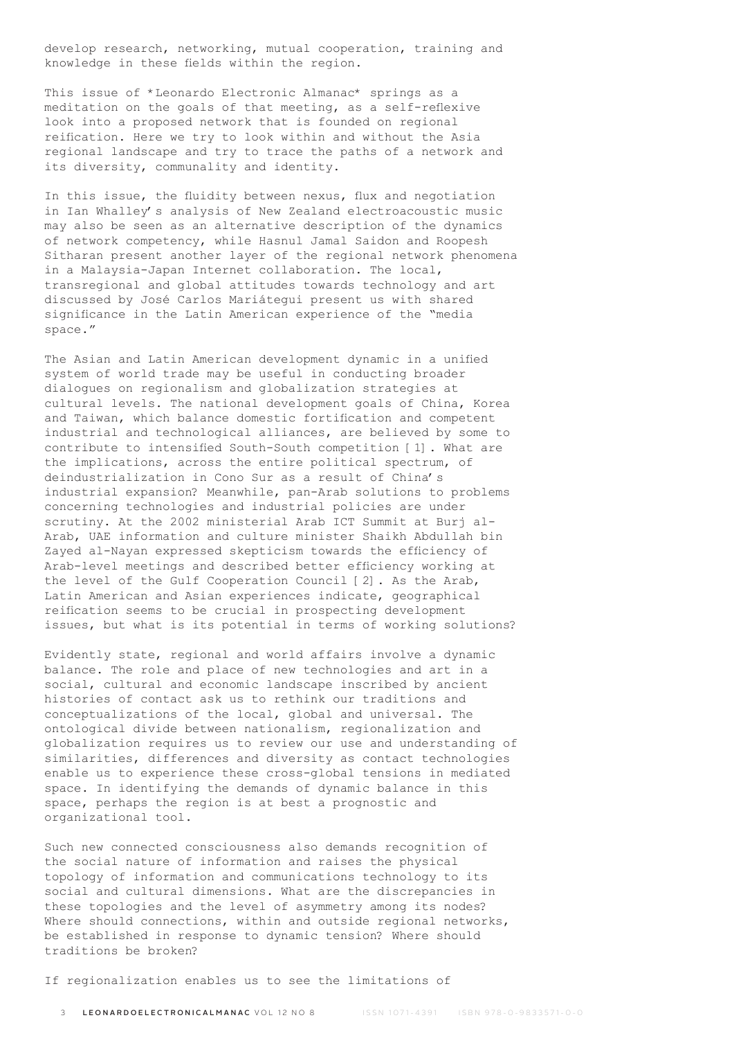develop research, networking, mutual cooperation, training and knowledge in these fields within the region.

This issue of *Leonardo Electronic Almanac* springs as a meditation on the goals of that meeting, as a self-reflexive look into a proposed network that is founded on regional reification. Here we try to look within and without the Asia regional landscape and try to trace the paths of a network and its diversity, communality and identity.

In this issue, the fluidity between nexus, flux and negotiation in Ian Whalley's analysis of New Zealand electroacoustic music may also be seen as an alternative description of the dynamics of network competency, while Hasnul Jamal Saidon and Roopesh Sitharan present another layer of the regional network phenomena in a Malaysia-Japan Internet collaboration. The local, transregional and global attitudes towards technology and art discussed by José Carlos Mariátegui present us with shared significance in the Latin American experience of the "media space."

The Asian and Latin American development dynamic in a unified system of world trade may be useful in conducting broader dialogues on regionalism and globalization strategies at cultural levels. The national development goals of China, Korea and Taiwan, which balance domestic fortification and competent industrial and technological alliances, are believed by some to contribute to intensified South-South competition [1]. What are the implications, across the entire political spectrum, of deindustrialization in Cono Sur as a result of China's industrial expansion? Meanwhile, pan-Arab solutions to problems concerning technologies and industrial policies are under scrutiny. At the 2002 ministerial Arab ICT Summit at Burj al-Arab, UAE information and culture minister Shaikh Abdullah bin Zayed al-Nayan expressed skepticism towards the efficiency of Arab-level meetings and described better efficiency working at the level of the Gulf Cooperation Council [2]. As the Arab, Latin American and Asian experiences indicate, geographical reification seems to be crucial in prospecting development issues, but what is its potential in terms of working solutions?

Evidently state, regional and world affairs involve a dynamic balance. The role and place of new technologies and art in a social, cultural and economic landscape inscribed by ancient histories of contact ask us to rethink our traditions and conceptualizations of the local, global and universal. The ontological divide between nationalism, regionalization and globalization requires us to review our use and understanding of similarities, differences and diversity as contact technologies enable us to experience these cross-global tensions in mediated space. In identifying the demands of dynamic balance in this space, perhaps the region is at best a prognostic and organizational tool.

Such new connected consciousness also demands recognition of the social nature of information and raises the physical topology of information and communications technology to its social and cultural dimensions. What are the discrepancies in these topologies and the level of asymmetry among its nodes? Where should connections, within and outside regional networks, be established in response to dynamic tension? Where should traditions be broken?

If regionalization enables us to see the limitations of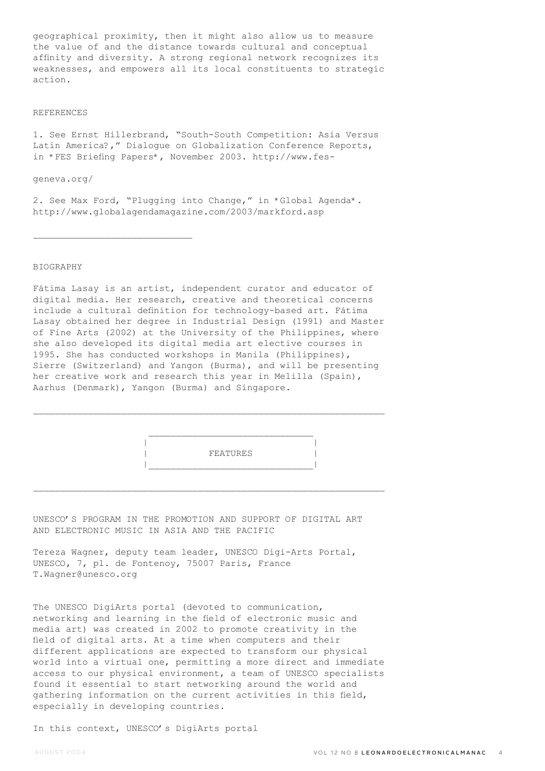geographical proximity, then it might also allow us to measure the value of and the distance towards cultural and conceptual affinity and diversity. A strong regional network recognizes its weaknesses, and empowers all its local constituents to strategic action.

REFERENCES

1. See Ernst Hillerbrand, "South-South Competition: Asia Versus Latin America?," Dialogue on Globalization Conference Reports, in *FES Briefing Papers*, November 2003. http://www.fes-geneva.org/

2. See Max Ford, "Plugging into Change," in *Global Agenda*. http://www.globalagendamagazine.com/2003/markford.asp

---

BIOGRAPHY

Fátima Lasay is an artist, independent curator and educator of digital media. Her research, creative and theoretical concerns include a cultural definition for technology-based art. Fátima Lasay obtained her degree in Industrial Design (1991) and Master of Fine Arts (2002) at the University of the Philippines, where she also developed its digital media art elective courses in 1995. She has conducted workshops in Manila (Philippines), Sierre (Switzerland) and Yangon (Burma), and will be presenting her creative work and research this year in Melilla (Spain), Aarhus (Denmark), Yangon (Burma) and Singapore.

---

## FEATURES

---

### UNESCO'S PROGRAM IN THE PROMOTION AND SUPPORT OF DIGITAL ART AND ELECTRONIC MUSIC IN ASIA AND THE PACIFIC

Tereza Wagner, deputy team leader, UNESCO Digi-Arts Portal, UNESCO, 7, pl. de Fontenoy, 75007 Paris, France
T.Wagner@unesco.org

The UNESCO DigiArts portal (devoted to communication, networking and learning in the field of electronic music and media art) was created in 2002 to promote creativity in the field of digital arts. At a time when computers and their different applications are expected to transform our physical world into a virtual one, permitting a more direct and immediate access to our physical environment, a team of UNESCO specialists found it essential to start networking around the world and gathering information on the current activities in this field, especially in developing countries.

In this context, UNESCO's DigiArts portal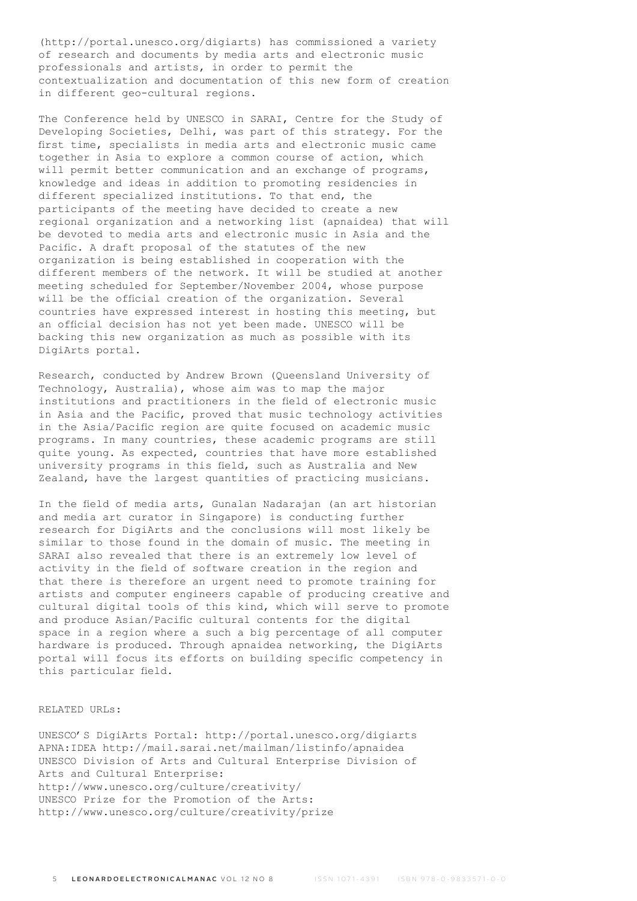(http://portal.unesco.org/digiarts) has commissioned a variety of research and documents by media arts and electronic music professionals and artists, in order to permit the contextualization and documentation of this new form of creation in different geo-cultural regions.

The Conference held by UNESCO in SARAI, Centre for the Study of Developing Societies, Delhi, was part of this strategy. For the first time, specialists in media arts and electronic music came together in Asia to explore a common course of action, which will permit better communication and an exchange of programs, knowledge and ideas in addition to promoting residencies in different specialized institutions. To that end, the participants of the meeting have decided to create a new regional organization and a networking list (apnaidea) that will be devoted to media arts and electronic music in Asia and the Pacific. A draft proposal of the statutes of the new organization is being established in cooperation with the different members of the network. It will be studied at another meeting scheduled for September/November 2004, whose purpose will be the official creation of the organization. Several countries have expressed interest in hosting this meeting, but an official decision has not yet been made. UNESCO will be backing this new organization as much as possible with its DigiArts portal.

Research, conducted by Andrew Brown (Queensland University of Technology, Australia), whose aim was to map the major institutions and practitioners in the field of electronic music in Asia and the Pacific, proved that music technology activities in the Asia/Pacific region are quite focused on academic music programs. In many countries, these academic programs are still quite young. As expected, countries that have more established university programs in this field, such as Australia and New Zealand, have the largest quantities of practicing musicians.

In the field of media arts, Gunalan Nadarajan (an art historian and media art curator in Singapore) is conducting further research for DigiArts and the conclusions will most likely be similar to those found in the domain of music. The meeting in SARAI also revealed that there is an extremely low level of activity in the field of software creation in the region and that there is therefore an urgent need to promote training for artists and computer engineers capable of producing creative and cultural digital tools of this kind, which will serve to promote and produce Asian/Pacific cultural contents for the digital space in a region where a such a big percentage of all computer hardware is produced. Through apnaidea networking, the DigiArts portal will focus its efforts on building specific competency in this particular field.

RELATED URLs:

UNESCO'S DigiArts Portal: http://portal.unesco.org/digiarts
APNA:IDEA http://mail.sarai.net/mailman/listinfo/apnaidea
UNESCO Division of Arts and Cultural Enterprise Division of Arts and Cultural Enterprise:
http://www.unesco.org/culture/creativity/
UNESCO Prize for the Promotion of the Arts:
http://www.unesco.org/culture/creativity/prize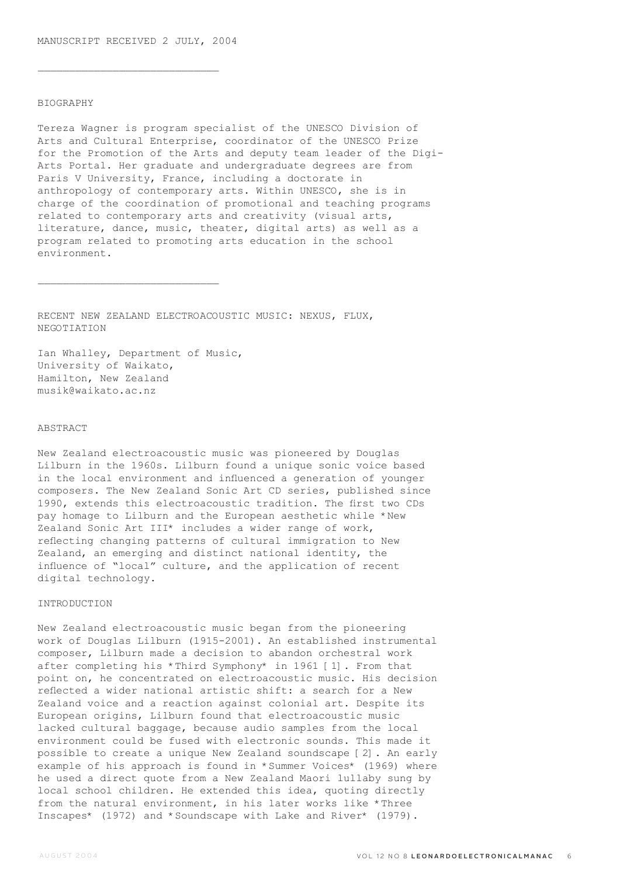MANUSCRIPT RECEIVED 2 JULY, 2004

---

BIOGRAPHY

Tereza Wagner is program specialist of the UNESCO Division of Arts and Cultural Enterprise, coordinator of the UNESCO Prize for the Promotion of the Arts and deputy team leader of the Digi-Arts Portal. Her graduate and undergraduate degrees are from Paris V University, France, including a doctorate in anthropology of contemporary arts. Within UNESCO, she is in charge of the coordination of promotional and teaching programs related to contemporary arts and creativity (visual arts, literature, dance, music, theater, digital arts) as well as a program related to promoting arts education in the school environment.

---

# RECENT NEW ZEALAND ELECTROACOUSTIC MUSIC: NEXUS, FLUX, NEGOTIATION

Ian Whalley, Department of Music,
University of Waikato,
Hamilton, New Zealand
musik@waikato.ac.nz

## ABSTRACT

New Zealand electroacoustic music was pioneered by Douglas Lilburn in the 1960s. Lilburn found a unique sonic voice based in the local environment and influenced a generation of younger composers. The New Zealand Sonic Art CD series, published since 1990, extends this electroacoustic tradition. The first two CDs pay homage to Lilburn and the European aesthetic while *New Zealand Sonic Art III* includes a wider range of work, reflecting changing patterns of cultural immigration to New Zealand, an emerging and distinct national identity, the influence of "local" culture, and the application of recent digital technology.

## INTRODUCTION

New Zealand electroacoustic music began from the pioneering work of Douglas Lilburn (1915-2001). An established instrumental composer, Lilburn made a decision to abandon orchestral work after completing his *Third Symphony* in 1961 [1]. From that point on, he concentrated on electroacoustic music. His decision reflected a wider national artistic shift: a search for a New Zealand voice and a reaction against colonial art. Despite its European origins, Lilburn found that electroacoustic music lacked cultural baggage, because audio samples from the local environment could be fused with electronic sounds. This made it possible to create a unique New Zealand soundscape [2]. An early example of his approach is found in *Summer Voices* (1969) where he used a direct quote from a New Zealand Maori lullaby sung by local school children. He extended this idea, quoting directly from the natural environment, in his later works like *Three Inscapes* (1972) and *Soundscape with Lake and River* (1979).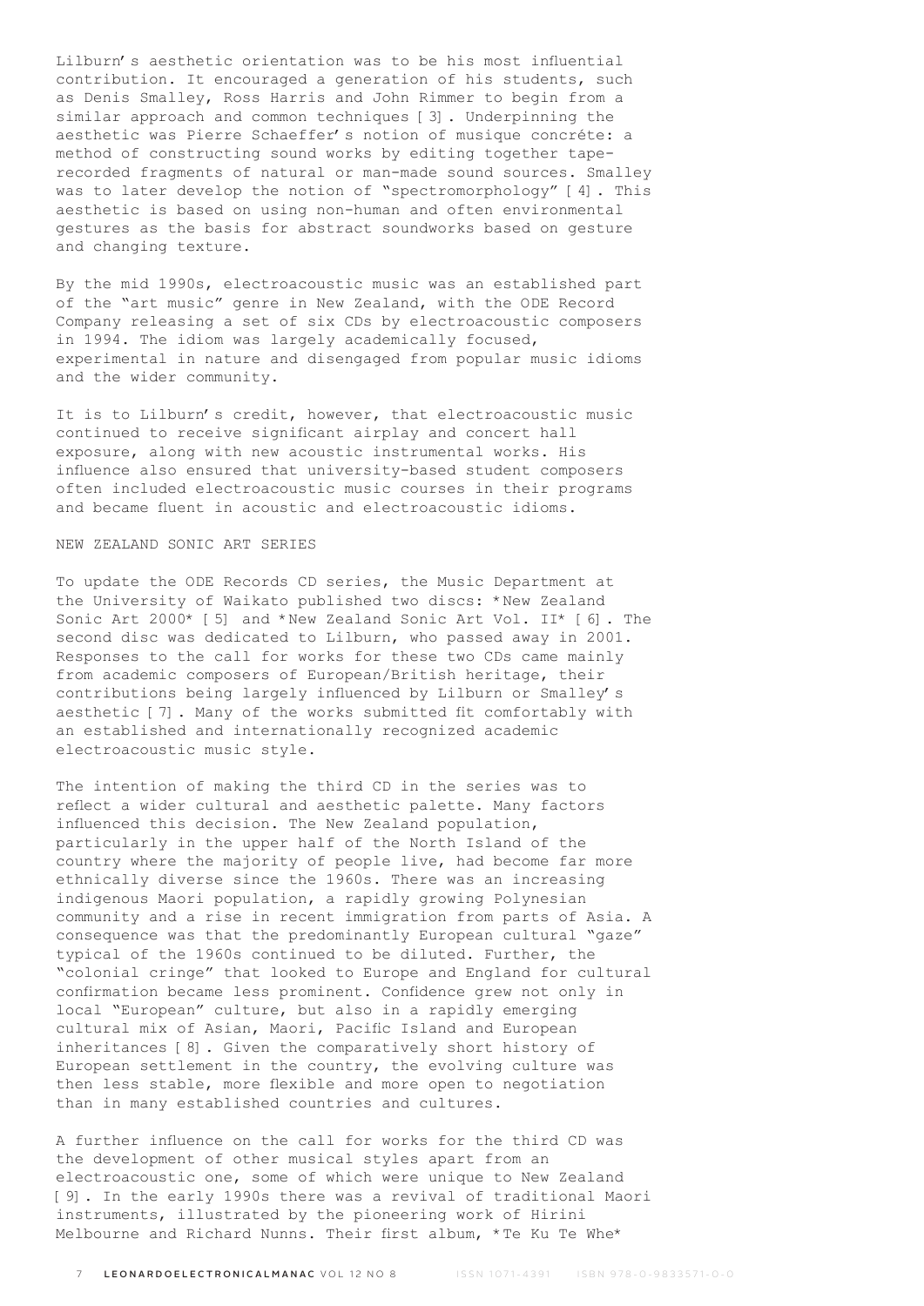Lilburn's aesthetic orientation was to be his most influential contribution. It encouraged a generation of his students, such as Denis Smalley, Ross Harris and John Rimmer to begin from a similar approach and common techniques [3]. Underpinning the aesthetic was Pierre Schaeffer's notion of musique concréte: a method of constructing sound works by editing together tape-recorded fragments of natural or man-made sound sources. Smalley was to later develop the notion of "spectromorphology" [4]. This aesthetic is based on using non-human and often environmental gestures as the basis for abstract soundworks based on gesture and changing texture.

By the mid 1990s, electroacoustic music was an established part of the "art music" genre in New Zealand, with the ODE Record Company releasing a set of six CDs by electroacoustic composers in 1994. The idiom was largely academically focused, experimental in nature and disengaged from popular music idioms and the wider community.

It is to Lilburn's credit, however, that electroacoustic music continued to receive significant airplay and concert hall exposure, along with new acoustic instrumental works. His influence also ensured that university-based student composers often included electroacoustic music courses in their programs and became fluent in acoustic and electroacoustic idioms.

## NEW ZEALAND SONIC ART SERIES

To update the ODE Records CD series, the Music Department at the University of Waikato published two discs: *New Zealand Sonic Art 2000* [5] and *New Zealand Sonic Art Vol. II* [6]. The second disc was dedicated to Lilburn, who passed away in 2001. Responses to the call for works for these two CDs came mainly from academic composers of European/British heritage, their contributions being largely influenced by Lilburn or Smalley's aesthetic [7]. Many of the works submitted fit comfortably with an established and internationally recognized academic electroacoustic music style.

The intention of making the third CD in the series was to reflect a wider cultural and aesthetic palette. Many factors influenced this decision. The New Zealand population, particularly in the upper half of the North Island of the country where the majority of people live, had become far more ethnically diverse since the 1960s. There was an increasing indigenous Maori population, a rapidly growing Polynesian community and a rise in recent immigration from parts of Asia. A consequence was that the predominantly European cultural "gaze" typical of the 1960s continued to be diluted. Further, the "colonial cringe" that looked to Europe and England for cultural confirmation became less prominent. Confidence grew not only in local "European" culture, but also in a rapidly emerging cultural mix of Asian, Maori, Pacific Island and European inheritances [8]. Given the comparatively short history of European settlement in the country, the evolving culture was then less stable, more flexible and more open to negotiation than in many established countries and cultures.

A further influence on the call for works for the third CD was the development of other musical styles apart from an electroacoustic one, some of which were unique to New Zealand [9]. In the early 1990s there was a revival of traditional Maori instruments, illustrated by the pioneering work of Hirini Melbourne and Richard Nunns. Their first album, *Te Ku Te Whe*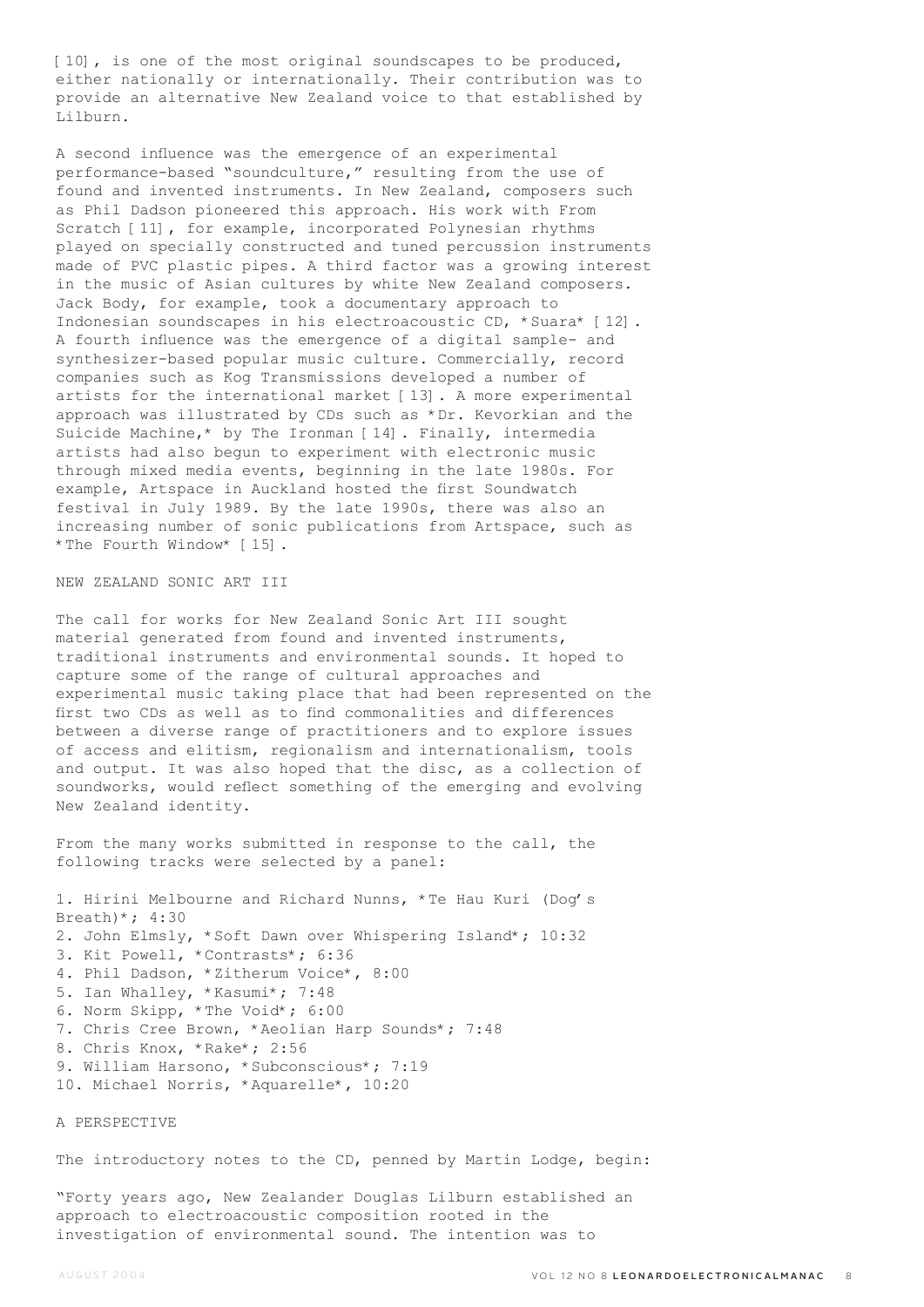[10], is one of the most original soundscapes to be produced, either nationally or internationally. Their contribution was to provide an alternative New Zealand voice to that established by Lilburn.

A second influence was the emergence of an experimental performance-based "soundculture," resulting from the use of found and invented instruments. In New Zealand, composers such as Phil Dadson pioneered this approach. His work with From Scratch [11], for example, incorporated Polynesian rhythms played on specially constructed and tuned percussion instruments made of PVC plastic pipes. A third factor was a growing interest in the music of Asian cultures by white New Zealand composers. Jack Body, for example, took a documentary approach to Indonesian soundscapes in his electroacoustic CD, *Suara* [12]. A fourth influence was the emergence of a digital sample- and synthesizer-based popular music culture. Commercially, record companies such as Kog Transmissions developed a number of artists for the international market [13]. A more experimental approach was illustrated by CDs such as *Dr. Kevorkian and the Suicide Machine,* by The Ironman [14]. Finally, intermedia artists had also begun to experiment with electronic music through mixed media events, beginning in the late 1980s. For example, Artspace in Auckland hosted the first Soundwatch festival in July 1989. By the late 1990s, there was also an increasing number of sonic publications from Artspace, such as *The Fourth Window* [15].

## NEW ZEALAND SONIC ART III

The call for works for New Zealand Sonic Art III sought material generated from found and invented instruments, traditional instruments and environmental sounds. It hoped to capture some of the range of cultural approaches and experimental music taking place that had been represented on the first two CDs as well as to find commonalities and differences between a diverse range of practitioners and to explore issues of access and elitism, regionalism and internationalism, tools and output. It was also hoped that the disc, as a collection of soundworks, would reflect something of the emerging and evolving New Zealand identity.

From the many works submitted in response to the call, the following tracks were selected by a panel:

1. Hirini Melbourne and Richard Nunns, *Te Hau Kuri (Dog's Breath)*; 4:30
2. John Elmsly, *Soft Dawn over Whispering Island*; 10:32
3. Kit Powell, *Contrasts*; 6:36
4. Phil Dadson, *Zitherum Voice*, 8:00
5. Ian Whalley, *Kasumi*; 7:48
6. Norm Skipp, *The Void*; 6:00
7. Chris Cree Brown, *Aeolian Harp Sounds*; 7:48
8. Chris Knox, *Rake*; 2:56
9. William Harsono, *Subconscious*; 7:19
10. Michael Norris, *Aquarelle*, 10:20

## A PERSPECTIVE

The introductory notes to the CD, penned by Martin Lodge, begin:

"Forty years ago, New Zealander Douglas Lilburn established an approach to electroacoustic composition rooted in the investigation of environmental sound. The intention was to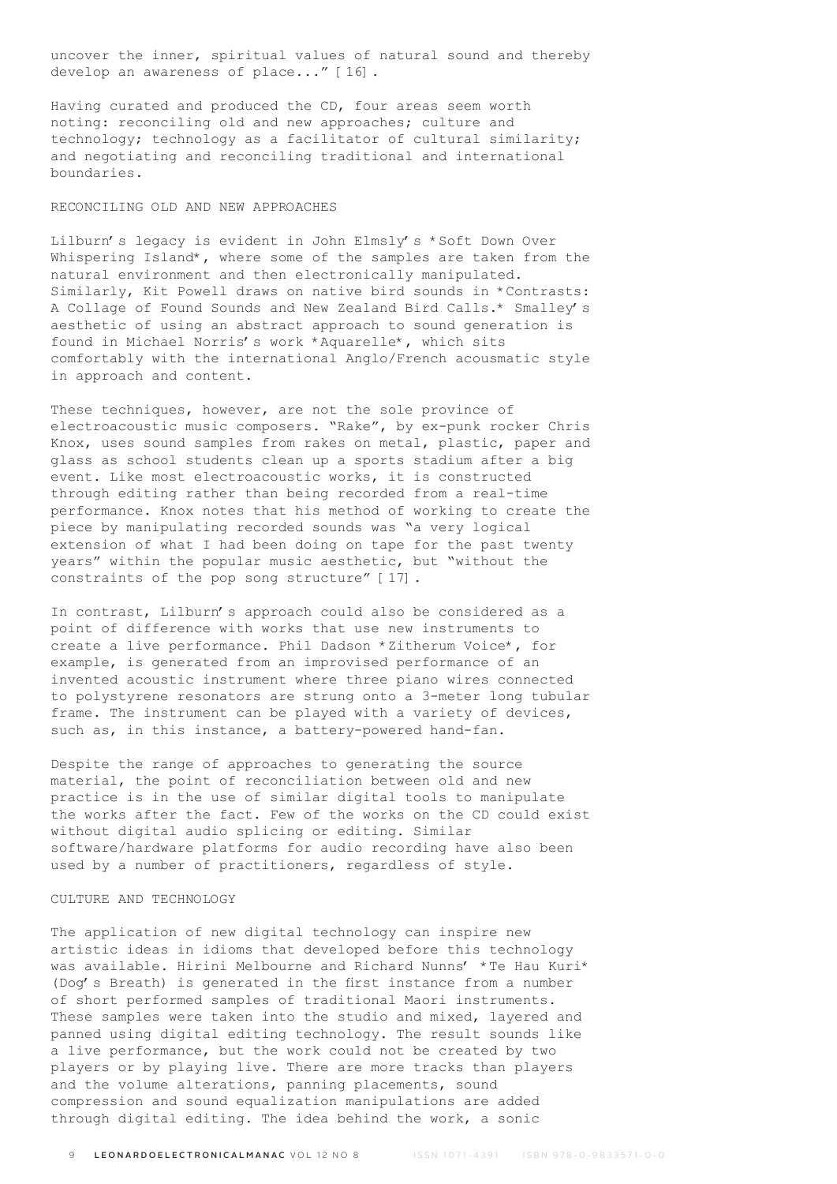uncover the inner, spiritual values of natural sound and thereby develop an awareness of place..." [16].

Having curated and produced the CD, four areas seem worth noting: reconciling old and new approaches; culture and technology; technology as a facilitator of cultural similarity; and negotiating and reconciling traditional and international boundaries.

## RECONCILING OLD AND NEW APPROACHES

Lilburn's legacy is evident in John Elmsly's *Soft Down Over Whispering Island*, where some of the samples are taken from the natural environment and then electronically manipulated. Similarly, Kit Powell draws on native bird sounds in *Contrasts: A Collage of Found Sounds and New Zealand Bird Calls.* Smalley's aesthetic of using an abstract approach to sound generation is found in Michael Norris's work *Aquarelle*, which sits comfortably with the international Anglo/French acousmatic style in approach and content.

These techniques, however, are not the sole province of electroacoustic music composers. "Rake", by ex-punk rocker Chris Knox, uses sound samples from rakes on metal, plastic, paper and glass as school students clean up a sports stadium after a big event. Like most electroacoustic works, it is constructed through editing rather than being recorded from a real-time performance. Knox notes that his method of working to create the piece by manipulating recorded sounds was "a very logical extension of what I had been doing on tape for the past twenty years" within the popular music aesthetic, but "without the constraints of the pop song structure" [17].

In contrast, Lilburn's approach could also be considered as a point of difference with works that use new instruments to create a live performance. Phil Dadson *Zitherum Voice*, for example, is generated from an improvised performance of an invented acoustic instrument where three piano wires connected to polystyrene resonators are strung onto a 3-meter long tubular frame. The instrument can be played with a variety of devices, such as, in this instance, a battery-powered hand-fan.

Despite the range of approaches to generating the source material, the point of reconciliation between old and new practice is in the use of similar digital tools to manipulate the works after the fact. Few of the works on the CD could exist without digital audio splicing or editing. Similar software/hardware platforms for audio recording have also been used by a number of practitioners, regardless of style.

## CULTURE AND TECHNOLOGY

The application of new digital technology can inspire new artistic ideas in idioms that developed before this technology was available. Hirini Melbourne and Richard Nunns' *Te Hau Kuri* (Dog's Breath) is generated in the first instance from a number of short performed samples of traditional Maori instruments. These samples were taken into the studio and mixed, layered and panned using digital editing technology. The result sounds like a live performance, but the work could not be created by two players or by playing live. There are more tracks than players and the volume alterations, panning placements, sound compression and sound equalization manipulations are added through digital editing. The idea behind the work, a sonic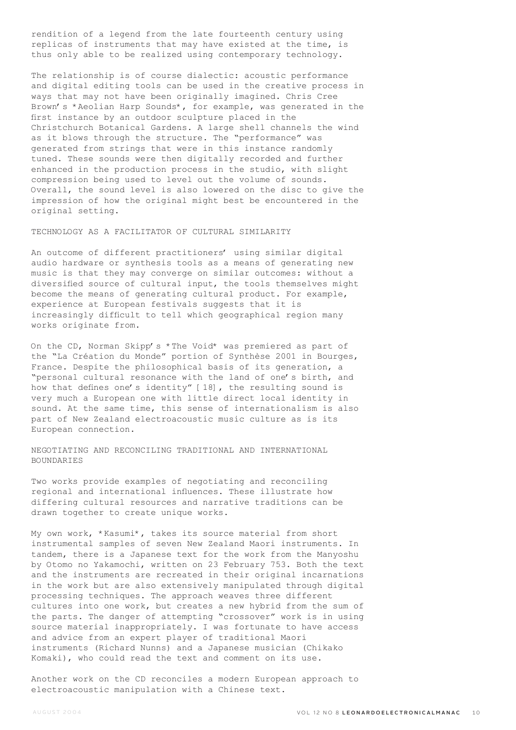rendition of a legend from the late fourteenth century using replicas of instruments that may have existed at the time, is thus only able to be realized using contemporary technology.

The relationship is of course dialectic: acoustic performance and digital editing tools can be used in the creative process in ways that may not have been originally imagined. Chris Cree Brown's *Aeolian Harp Sounds*, for example, was generated in the first instance by an outdoor sculpture placed in the Christchurch Botanical Gardens. A large shell channels the wind as it blows through the structure. The "performance" was generated from strings that were in this instance randomly tuned. These sounds were then digitally recorded and further enhanced in the production process in the studio, with slight compression being used to level out the volume of sounds. Overall, the sound level is also lowered on the disc to give the impression of how the original might best be encountered in the original setting.

## TECHNOLOGY AS A FACILITATOR OF CULTURAL SIMILARITY

An outcome of different practitioners' using similar digital audio hardware or synthesis tools as a means of generating new music is that they may converge on similar outcomes: without a diversified source of cultural input, the tools themselves might become the means of generating cultural product. For example, experience at European festivals suggests that it is increasingly difficult to tell which geographical region many works originate from.

On the CD, Norman Skipp's *The Void* was premiered as part of the "La Création du Monde" portion of Synthèse 2001 in Bourges, France. Despite the philosophical basis of its generation, a "personal cultural resonance with the land of one's birth, and how that defines one's identity" [18], the resulting sound is very much a European one with little direct local identity in sound. At the same time, this sense of internationalism is also part of New Zealand electroacoustic music culture as is its European connection.

## NEGOTIATING AND RECONCILING TRADITIONAL AND INTERNATIONAL BOUNDARIES

Two works provide examples of negotiating and reconciling regional and international influences. These illustrate how differing cultural resources and narrative traditions can be drawn together to create unique works.

My own work, *Kasumi*, takes its source material from short instrumental samples of seven New Zealand Maori instruments. In tandem, there is a Japanese text for the work from the Manyoshu by Otomo no Yakamochi, written on 23 February 753. Both the text and the instruments are recreated in their original incarnations in the work but are also extensively manipulated through digital processing techniques. The approach weaves three different cultures into one work, but creates a new hybrid from the sum of the parts. The danger of attempting "crossover" work is in using source material inappropriately. I was fortunate to have access and advice from an expert player of traditional Maori instruments (Richard Nunns) and a Japanese musician (Chikako Komaki), who could read the text and comment on its use.

Another work on the CD reconciles a modern European approach to electroacoustic manipulation with a Chinese text.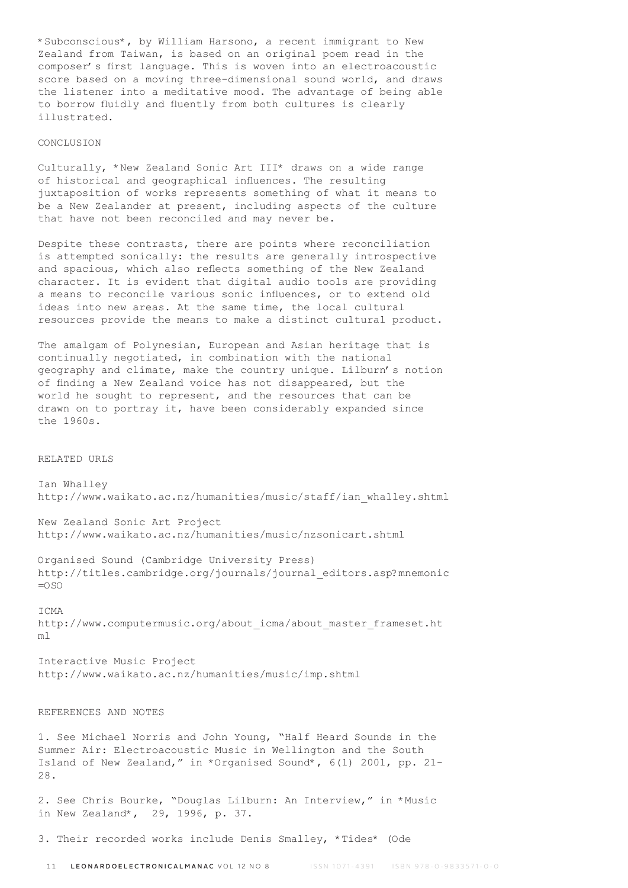*Subconscious*, by William Harsono, a recent immigrant to New Zealand from Taiwan, is based on an original poem read in the composer's first language. This is woven into an electroacoustic score based on a moving three-dimensional sound world, and draws the listener into a meditative mood. The advantage of being able to borrow fluidly and fluently from both cultures is clearly illustrated.

## CONCLUSION

Culturally, *New Zealand Sonic Art III* draws on a wide range of historical and geographical influences. The resulting juxtaposition of works represents something of what it means to be a New Zealander at present, including aspects of the culture that have not been reconciled and may never be.

Despite these contrasts, there are points where reconciliation is attempted sonically: the results are generally introspective and spacious, which also reflects something of the New Zealand character. It is evident that digital audio tools are providing a means to reconcile various sonic influences, or to extend old ideas into new areas. At the same time, the local cultural resources provide the means to make a distinct cultural product.

The amalgam of Polynesian, European and Asian heritage that is continually negotiated, in combination with the national geography and climate, make the country unique. Lilburn's notion of finding a New Zealand voice has not disappeared, but the world he sought to represent, and the resources that can be drawn on to portray it, have been considerably expanded since the 1960s.

## RELATED URLS

Ian Whalley
http://www.waikato.ac.nz/humanities/music/staff/ian_whalley.shtml

New Zealand Sonic Art Project
http://www.waikato.ac.nz/humanities/music/nzsonicart.shtml

Organised Sound (Cambridge University Press)
http://titles.cambridge.org/journals/journal_editors.asp?mnemonic=OSO

ICMA
http://www.computermusic.org/about_icma/about_master_frameset.html

Interactive Music Project
http://www.waikato.ac.nz/humanities/music/imp.shtml

## REFERENCES AND NOTES

1. See Michael Norris and John Young, "Half Heard Sounds in the Summer Air: Electroacoustic Music in Wellington and the South Island of New Zealand," in *Organised Sound*, 6(1) 2001, pp. 21-28.

2. See Chris Bourke, "Douglas Lilburn: An Interview," in *Music in New Zealand*, 29, 1996, p. 37.

3. Their recorded works include Denis Smalley, *Tides* (Ode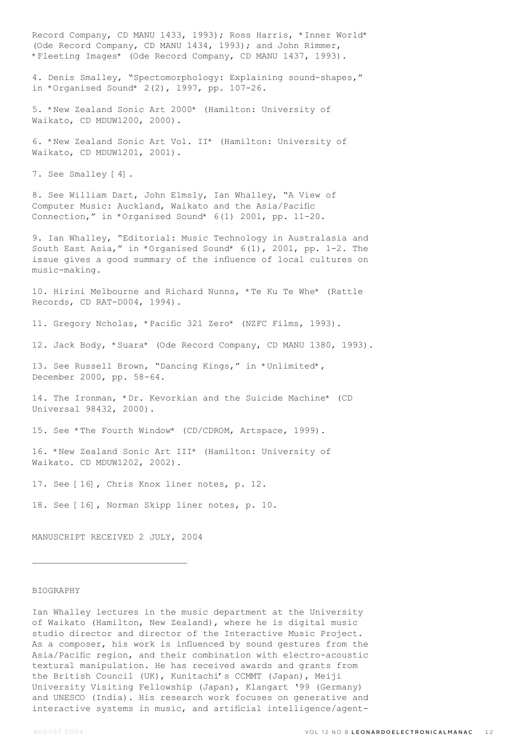Record Company, CD MANU 1433, 1993); Ross Harris, *Inner World* (Ode Record Company, CD MANU 1434, 1993); and John Rimmer, *Fleeting Images* (Ode Record Company, CD MANU 1437, 1993).

4. Denis Smalley, "Spectomorphology: Explaining sound-shapes," in *Organised Sound* 2(2), 1997, pp. 107-26.

5. *New Zealand Sonic Art 2000* (Hamilton: University of Waikato, CD MDUW1200, 2000).

6. *New Zealand Sonic Art Vol. II* (Hamilton: University of Waikato, CD MDUW1201, 2001).

7. See Smalley [4].

8. See William Dart, John Elmsly, Ian Whalley, "A View of Computer Music: Auckland, Waikato and the Asia/Pacific Connection," in *Organised Sound* 6(1) 2001, pp. 11-20.

9. Ian Whalley, "Editorial: Music Technology in Australasia and South East Asia," in *Organised Sound* 6(1), 2001, pp. 1-2. The issue gives a good summary of the influence of local cultures on music-making.

10. Hirini Melbourne and Richard Nunns, *Te Ku Te Whe* (Rattle Records, CD RAT-D004, 1994).

11. Gregory Ncholas, *Pacific 321 Zero* (NZFC Films, 1993).

12. Jack Body, *Suara* (Ode Record Company, CD MANU 1380, 1993).

13. See Russell Brown, "Dancing Kings," in *Unlimited*, December 2000, pp. 58-64.

14. The Ironman, *Dr. Kevorkian and the Suicide Machine* (CD Universal 98432, 2000).

15. See *The Fourth Window* (CD/CDROM, Artspace, 1999).

16. *New Zealand Sonic Art III* (Hamilton: University of Waikato. CD MDUW1202, 2002).

17. See [16], Chris Knox liner notes, p. 12.

18. See [16], Norman Skipp liner notes, p. 10.

MANUSCRIPT RECEIVED 2 JULY, 2004

---

BIOGRAPHY

Ian Whalley lectures in the music department at the University of Waikato (Hamilton, New Zealand), where he is digital music studio director and director of the Interactive Music Project. As a composer, his work is influenced by sound gestures from the Asia/Pacific region, and their combination with electro-acoustic textural manipulation. He has received awards and grants from the British Council (UK), Kunitachi's CCMMT (Japan), Meiji University Visiting Fellowship (Japan), Klangart '99 (Germany) and UNESCO (India). His research work focuses on generative and interactive systems in music, and artificial intelligence/agent-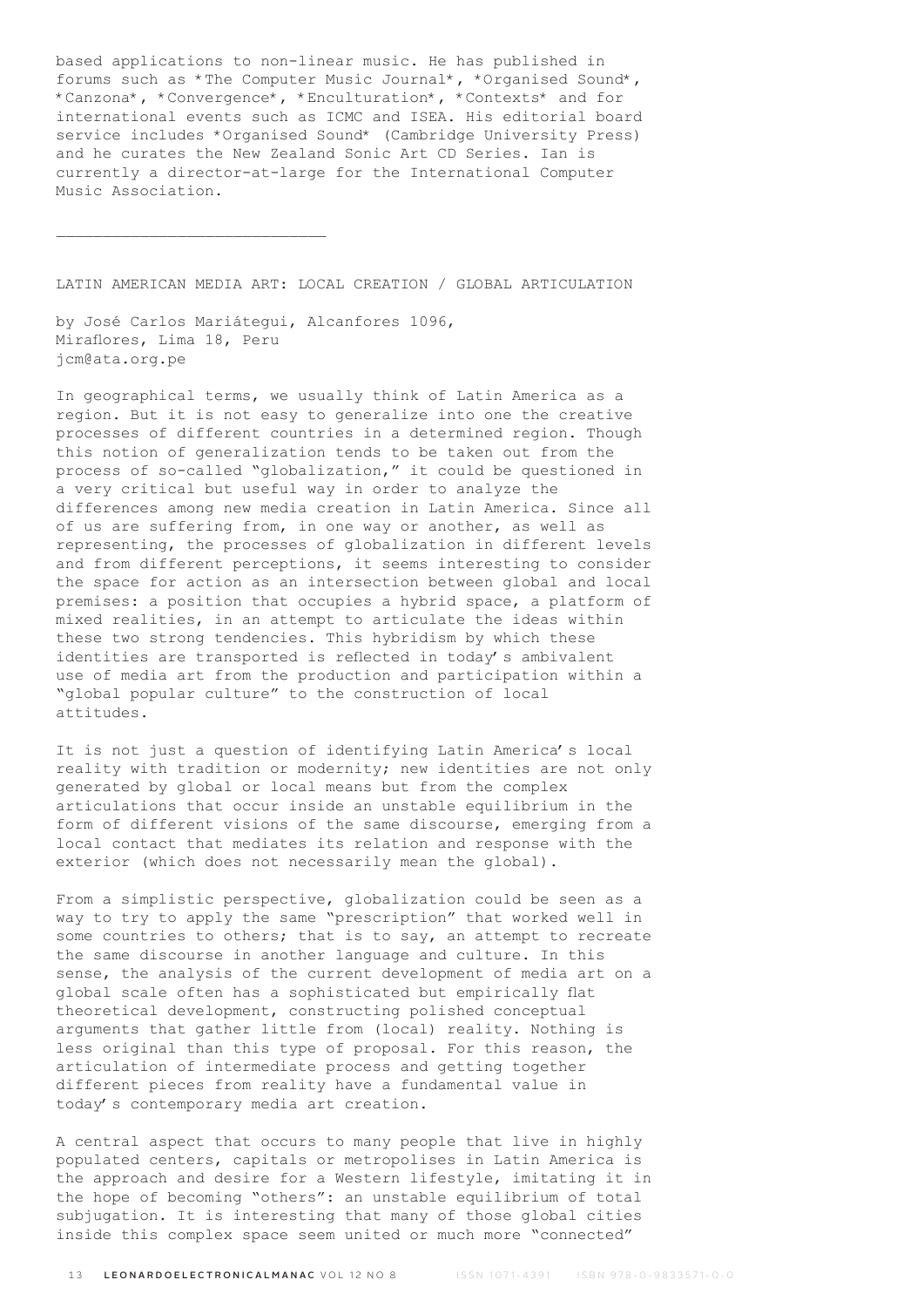based applications to non-linear music. He has published in forums such as *The Computer Music Journal*, *Organised Sound*, *Canzona*, *Convergence*, *Enculturation*, *Contexts* and for international events such as ICMC and ISEA. His editorial board service includes *Organised Sound* (Cambridge University Press) and he curates the New Zealand Sonic Art CD Series. Ian is currently a director-at-large for the International Computer Music Association.

---

## LATIN AMERICAN MEDIA ART: LOCAL CREATION / GLOBAL ARTICULATION

by José Carlos Mariátegui, Alcanfores 1096, Miraflores, Lima 18, Peru
jcm@ata.org.pe

In geographical terms, we usually think of Latin America as a region. But it is not easy to generalize into one the creative processes of different countries in a determined region. Though this notion of generalization tends to be taken out from the process of so-called "globalization," it could be questioned in a very critical but useful way in order to analyze the differences among new media creation in Latin America. Since all of us are suffering from, in one way or another, as well as representing, the processes of globalization in different levels and from different perceptions, it seems interesting to consider the space for action as an intersection between global and local premises: a position that occupies a hybrid space, a platform of mixed realities, in an attempt to articulate the ideas within these two strong tendencies. This hybridism by which these identities are transported is reflected in today's ambivalent use of media art from the production and participation within a "global popular culture" to the construction of local attitudes.

It is not just a question of identifying Latin America's local reality with tradition or modernity; new identities are not only generated by global or local means but from the complex articulations that occur inside an unstable equilibrium in the form of different visions of the same discourse, emerging from a local contact that mediates its relation and response with the exterior (which does not necessarily mean the global).

From a simplistic perspective, globalization could be seen as a way to try to apply the same "prescription" that worked well in some countries to others; that is to say, an attempt to recreate the same discourse in another language and culture. In this sense, the analysis of the current development of media art on a global scale often has a sophisticated but empirically flat theoretical development, constructing polished conceptual arguments that gather little from (local) reality. Nothing is less original than this type of proposal. For this reason, the articulation of intermediate process and getting together different pieces from reality have a fundamental value in today's contemporary media art creation.

A central aspect that occurs to many people that live in highly populated centers, capitals or metropolises in Latin America is the approach and desire for a Western lifestyle, imitating it in the hope of becoming "others": an unstable equilibrium of total subjugation. It is interesting that many of those global cities inside this complex space seem united or much more "connected"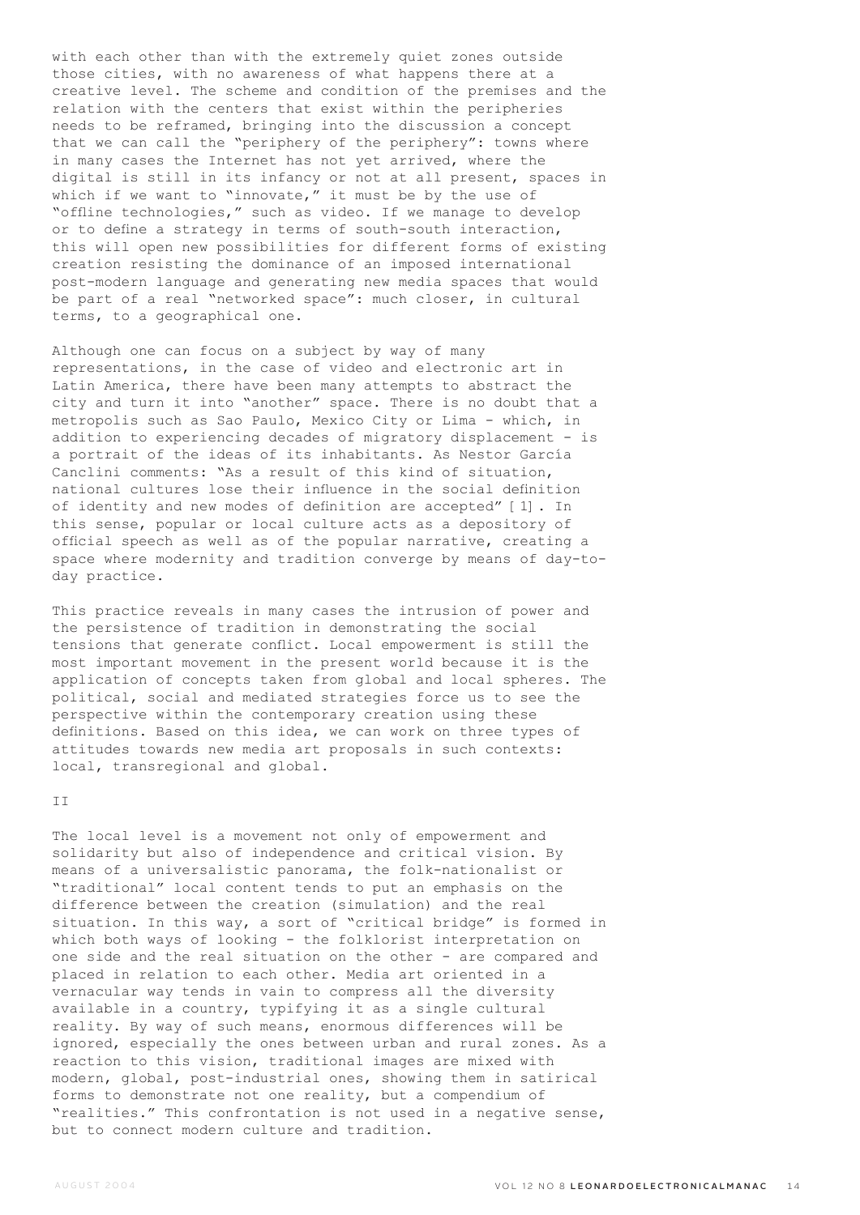with each other than with the extremely quiet zones outside those cities, with no awareness of what happens there at a creative level. The scheme and condition of the premises and the relation with the centers that exist within the peripheries needs to be reframed, bringing into the discussion a concept that we can call the "periphery of the periphery": towns where in many cases the Internet has not yet arrived, where the digital is still in its infancy or not at all present, spaces in which if we want to "innovate," it must be by the use of "offline technologies," such as video. If we manage to develop or to define a strategy in terms of south-south interaction, this will open new possibilities for different forms of existing creation resisting the dominance of an imposed international post-modern language and generating new media spaces that would be part of a real "networked space": much closer, in cultural terms, to a geographical one.

Although one can focus on a subject by way of many representations, in the case of video and electronic art in Latin America, there have been many attempts to abstract the city and turn it into "another" space. There is no doubt that a metropolis such as Sao Paulo, Mexico City or Lima - which, in addition to experiencing decades of migratory displacement - is a portrait of the ideas of its inhabitants. As Nestor García Canclini comments: "As a result of this kind of situation, national cultures lose their influence in the social definition of identity and new modes of definition are accepted" [1]. In this sense, popular or local culture acts as a depository of official speech as well as of the popular narrative, creating a space where modernity and tradition converge by means of day-to-day practice.

This practice reveals in many cases the intrusion of power and the persistence of tradition in demonstrating the social tensions that generate conflict. Local empowerment is still the most important movement in the present world because it is the application of concepts taken from global and local spheres. The political, social and mediated strategies force us to see the perspective within the contemporary creation using these definitions. Based on this idea, we can work on three types of attitudes towards new media art proposals in such contexts: local, transregional and global.

## II

The local level is a movement not only of empowerment and solidarity but also of independence and critical vision. By means of a universalistic panorama, the folk-nationalist or "traditional" local content tends to put an emphasis on the difference between the creation (simulation) and the real situation. In this way, a sort of "critical bridge" is formed in which both ways of looking - the folklorist interpretation on one side and the real situation on the other - are compared and placed in relation to each other. Media art oriented in a vernacular way tends in vain to compress all the diversity available in a country, typifying it as a single cultural reality. By way of such means, enormous differences will be ignored, especially the ones between urban and rural zones. As a reaction to this vision, traditional images are mixed with modern, global, post-industrial ones, showing them in satirical forms to demonstrate not one reality, but a compendium of "realities." This confrontation is not used in a negative sense, but to connect modern culture and tradition.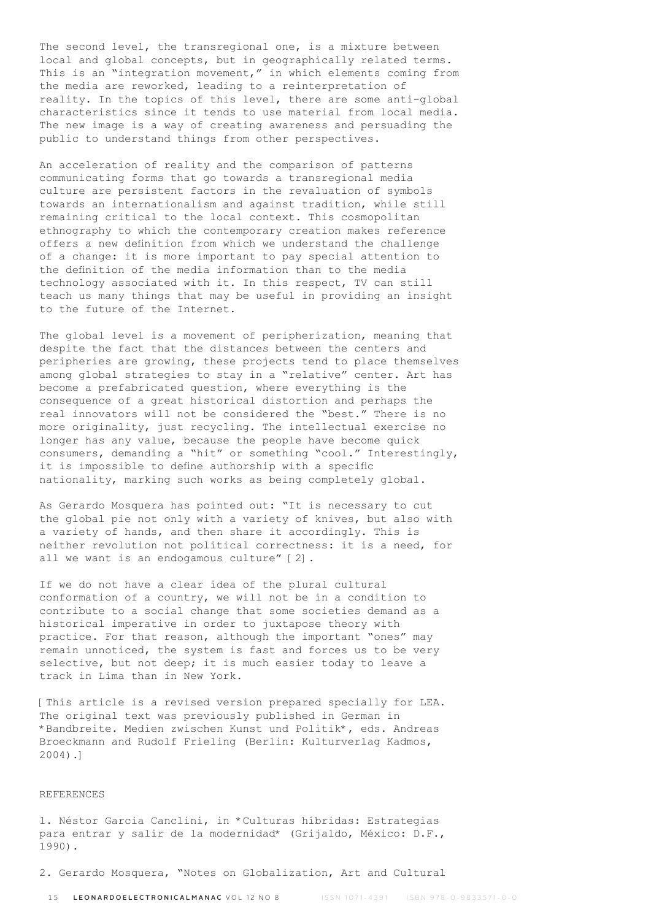The second level, the transregional one, is a mixture between local and global concepts, but in geographically related terms. This is an "integration movement," in which elements coming from the media are reworked, leading to a reinterpretation of reality. In the topics of this level, there are some anti-global characteristics since it tends to use material from local media. The new image is a way of creating awareness and persuading the public to understand things from other perspectives.

An acceleration of reality and the comparison of patterns communicating forms that go towards a transregional media culture are persistent factors in the revaluation of symbols towards an internationalism and against tradition, while still remaining critical to the local context. This cosmopolitan ethnography to which the contemporary creation makes reference offers a new definition from which we understand the challenge of a change: it is more important to pay special attention to the definition of the media information than to the media technology associated with it. In this respect, TV can still teach us many things that may be useful in providing an insight to the future of the Internet.

The global level is a movement of peripherization, meaning that despite the fact that the distances between the centers and peripheries are growing, these projects tend to place themselves among global strategies to stay in a "relative" center. Art has become a prefabricated question, where everything is the consequence of a great historical distortion and perhaps the real innovators will not be considered the "best." There is no more originality, just recycling. The intellectual exercise no longer has any value, because the people have become quick consumers, demanding a "hit" or something "cool." Interestingly, it is impossible to define authorship with a specific nationality, marking such works as being completely global.

As Gerardo Mosquera has pointed out: "It is necessary to cut the global pie not only with a variety of knives, but also with a variety of hands, and then share it accordingly. This is neither revolution not political correctness: it is a need, for all we want is an endogamous culture" [2].

If we do not have a clear idea of the plural cultural conformation of a country, we will not be in a condition to contribute to a social change that some societies demand as a historical imperative in order to juxtapose theory with practice. For that reason, although the important "ones" may remain unnoticed, the system is fast and forces us to be very selective, but not deep; it is much easier today to leave a track in Lima than in New York.

[This article is a revised version prepared specially for LEA. The original text was previously published in German in *Bandbreite. Medien zwischen Kunst und Politik*, eds. Andreas Broeckmann and Rudolf Frieling (Berlin: Kulturverlag Kadmos, 2004).]

REFERENCES

1. Néstor Garcia Canclini, in *Culturas híbridas: Estrategias para entrar y salir de la modernidad* (Grijaldo, México: D.F., 1990).

2. Gerardo Mosquera, "Notes on Globalization, Art and Cultural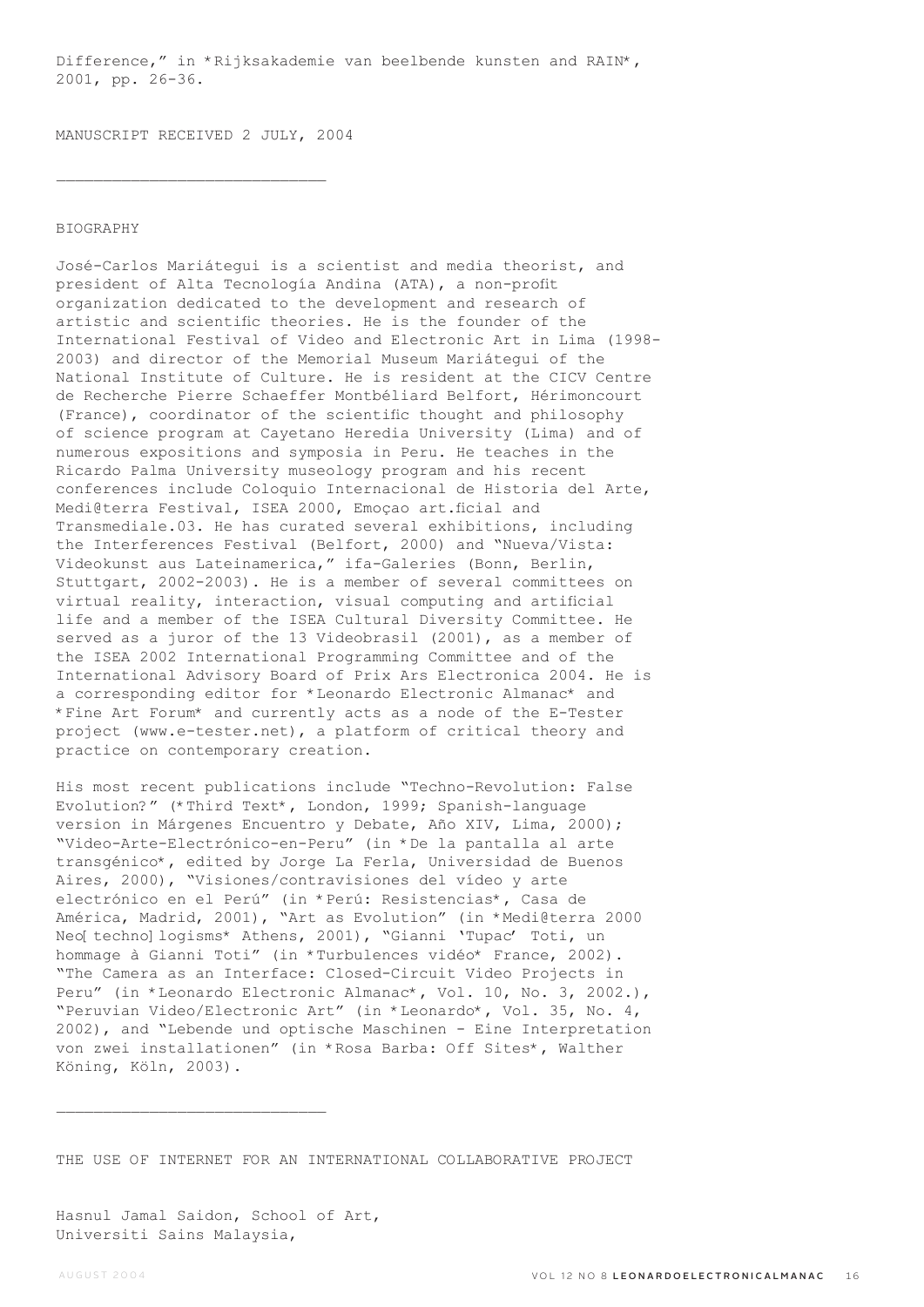Difference," in *Rijksakademie van beelbende kunsten and RAIN*, 2001, pp. 26-36.

MANUSCRIPT RECEIVED 2 JULY, 2004

---

BIOGRAPHY

José-Carlos Mariátegui is a scientist and media theorist, and president of Alta Tecnología Andina (ATA), a non-profit organization dedicated to the development and research of artistic and scientific theories. He is the founder of the International Festival of Video and Electronic Art in Lima (1998-2003) and director of the Memorial Museum Mariátegui of the National Institute of Culture. He is resident at the CICV Centre de Recherche Pierre Schaeffer Montbéliard Belfort, Hérimoncourt (France), coordinator of the scientific thought and philosophy of science program at Cayetano Heredia University (Lima) and of numerous expositions and symposia in Peru. He teaches in the Ricardo Palma University museology program and his recent conferences include Coloquio Internacional de Historia del Arte, Medi@terra Festival, ISEA 2000, Emoçao art.ficial and Transmediale.03. He has curated several exhibitions, including the Interferences Festival (Belfort, 2000) and "Nueva/Vista: Videokunst aus Lateinamerica," ifa-Galeries (Bonn, Berlin, Stuttgart, 2002-2003). He is a member of several committees on virtual reality, interaction, visual computing and artificial life and a member of the ISEA Cultural Diversity Committee. He served as a juror of the 13 Videobrasil (2001), as a member of the ISEA 2002 International Programming Committee and of the International Advisory Board of Prix Ars Electronica 2004. He is a corresponding editor for *Leonardo Electronic Almanac* and *Fine Art Forum* and currently acts as a node of the E-Tester project (www.e-tester.net), a platform of critical theory and practice on contemporary creation.

His most recent publications include "Techno-Revolution: False Evolution?" (*Third Text*, London, 1999; Spanish-language version in Márgenes Encuentro y Debate, Año XIV, Lima, 2000); "Video-Arte-Electrónico-en-Peru" (in *De la pantalla al arte transgénico*, edited by Jorge La Ferla, Universidad de Buenos Aires, 2000), "Visiones/contravisiones del vídeo y arte electrónico en el Perú" (in *Perú: Resistencias*, Casa de América, Madrid, 2001), "Art as Evolution" (in *Medi@terra 2000 Neo[ techno] logisms* Athens, 2001), "Gianni 'Tupac' Toti, un hommage à Gianni Toti" (in *Turbulences vidéo* France, 2002). "The Camera as an Interface: Closed-Circuit Video Projects in Peru" (in *Leonardo Electronic Almanac*, Vol. 10, No. 3, 2002.), "Peruvian Video/Electronic Art" (in *Leonardo*, Vol. 35, No. 4, 2002), and "Lebende und optische Maschinen - Eine Interpretation von zwei installationen" (in *Rosa Barba: Off Sites*, Walther Köning, Köln, 2003).

---

## THE USE OF INTERNET FOR AN INTERNATIONAL COLLABORATIVE PROJECT

Hasnul Jamal Saidon, School of Art,
Universiti Sains Malaysia,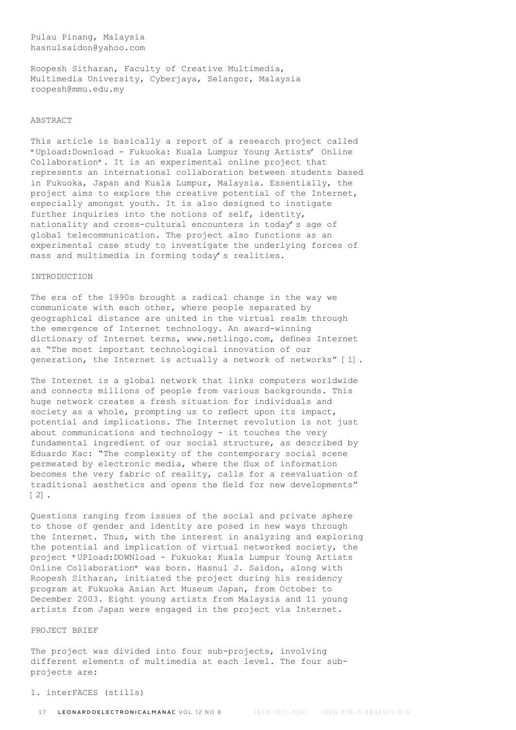Pulau Pinang, Malaysia
hasnulsaidon@yahoo.com

Roopesh Sitharan, Faculty of Creative Multimedia, Multimedia University, Cyberjaya, Selangor, Malaysia
roopesh@mmu.edu.my

## ABSTRACT

This article is basically a report of a research project called *Upload:Download - Fukuoka: Kuala Lumpur Young Artists' Online Collaboration*. It is an experimental online project that represents an international collaboration between students based in Fukuoka, Japan and Kuala Lumpur, Malaysia. Essentially, the project aims to explore the creative potential of the Internet, especially amongst youth. It is also designed to instigate further inquiries into the notions of self, identity, nationality and cross-cultural encounters in today's age of global telecommunication. The project also functions as an experimental case study to investigate the underlying forces of mass and multimedia in forming today's realities.

## INTRODUCTION

The era of the 1990s brought a radical change in the way we communicate with each other, where people separated by geographical distance are united in the virtual realm through the emergence of Internet technology. An award-winning dictionary of Internet terms, www.netlingo.com, defines Internet as "The most important technological innovation of our generation, the Internet is actually a network of networks" [1].

The Internet is a global network that links computers worldwide and connects millions of people from various backgrounds. This huge network creates a fresh situation for individuals and society as a whole, prompting us to reflect upon its impact, potential and implications. The Internet revolution is not just about communications and technology - it touches the very fundamental ingredient of our social structure, as described by Eduardo Kac: "The complexity of the contemporary social scene permeated by electronic media, where the flux of information becomes the very fabric of reality, calls for a reevaluation of traditional aesthetics and opens the field for new developments" [2].

Questions ranging from issues of the social and private sphere to those of gender and identity are posed in new ways through the Internet. Thus, with the interest in analyzing and exploring the potential and implication of virtual networked society, the project *UPload:DOWNload - Fukuoka: Kuala Lumpur Young Artists Online Collaboration* was born. Hasnul J. Saidon, along with Roopesh Sitharan, initiated the project during his residency program at Fukuoka Asian Art Museum Japan, from October to December 2003. Eight young artists from Malaysia and 11 young artists from Japan were engaged in the project via Internet.

## PROJECT BRIEF

The project was divided into four sub-projects, involving different elements of multimedia at each level. The four sub-projects are:

1. interFACES (stills)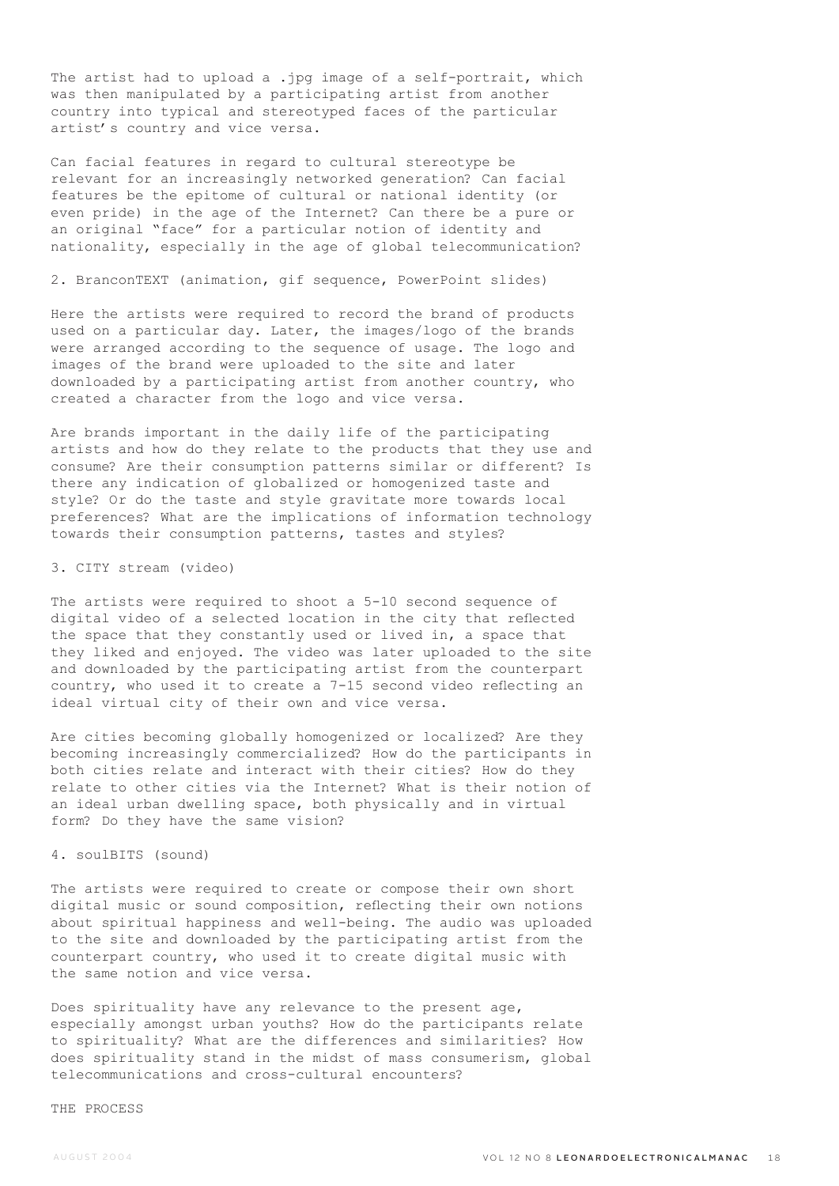The artist had to upload a .jpg image of a self-portrait, which was then manipulated by a participating artist from another country into typical and stereotyped faces of the particular artist's country and vice versa.

Can facial features in regard to cultural stereotype be relevant for an increasingly networked generation? Can facial features be the epitome of cultural or national identity (or even pride) in the age of the Internet? Can there be a pure or an original "face" for a particular notion of identity and nationality, especially in the age of global telecommunication?

2. BranconTEXT (animation, gif sequence, PowerPoint slides)

Here the artists were required to record the brand of products used on a particular day. Later, the images/logo of the brands were arranged according to the sequence of usage. The logo and images of the brand were uploaded to the site and later downloaded by a participating artist from another country, who created a character from the logo and vice versa.

Are brands important in the daily life of the participating artists and how do they relate to the products that they use and consume? Are their consumption patterns similar or different? Is there any indication of globalized or homogenized taste and style? Or do the taste and style gravitate more towards local preferences? What are the implications of information technology towards their consumption patterns, tastes and styles?

3. CITY stream (video)

The artists were required to shoot a 5-10 second sequence of digital video of a selected location in the city that reflected the space that they constantly used or lived in, a space that they liked and enjoyed. The video was later uploaded to the site and downloaded by the participating artist from the counterpart country, who used it to create a 7-15 second video reflecting an ideal virtual city of their own and vice versa.

Are cities becoming globally homogenized or localized? Are they becoming increasingly commercialized? How do the participants in both cities relate and interact with their cities? How do they relate to other cities via the Internet? What is their notion of an ideal urban dwelling space, both physically and in virtual form? Do they have the same vision?

4. soulBITS (sound)

The artists were required to create or compose their own short digital music or sound composition, reflecting their own notions about spiritual happiness and well-being. The audio was uploaded to the site and downloaded by the participating artist from the counterpart country, who used it to create digital music with the same notion and vice versa.

Does spirituality have any relevance to the present age, especially amongst urban youths? How do the participants relate to spirituality? What are the differences and similarities? How does spirituality stand in the midst of mass consumerism, global telecommunications and cross-cultural encounters?

## THE PROCESS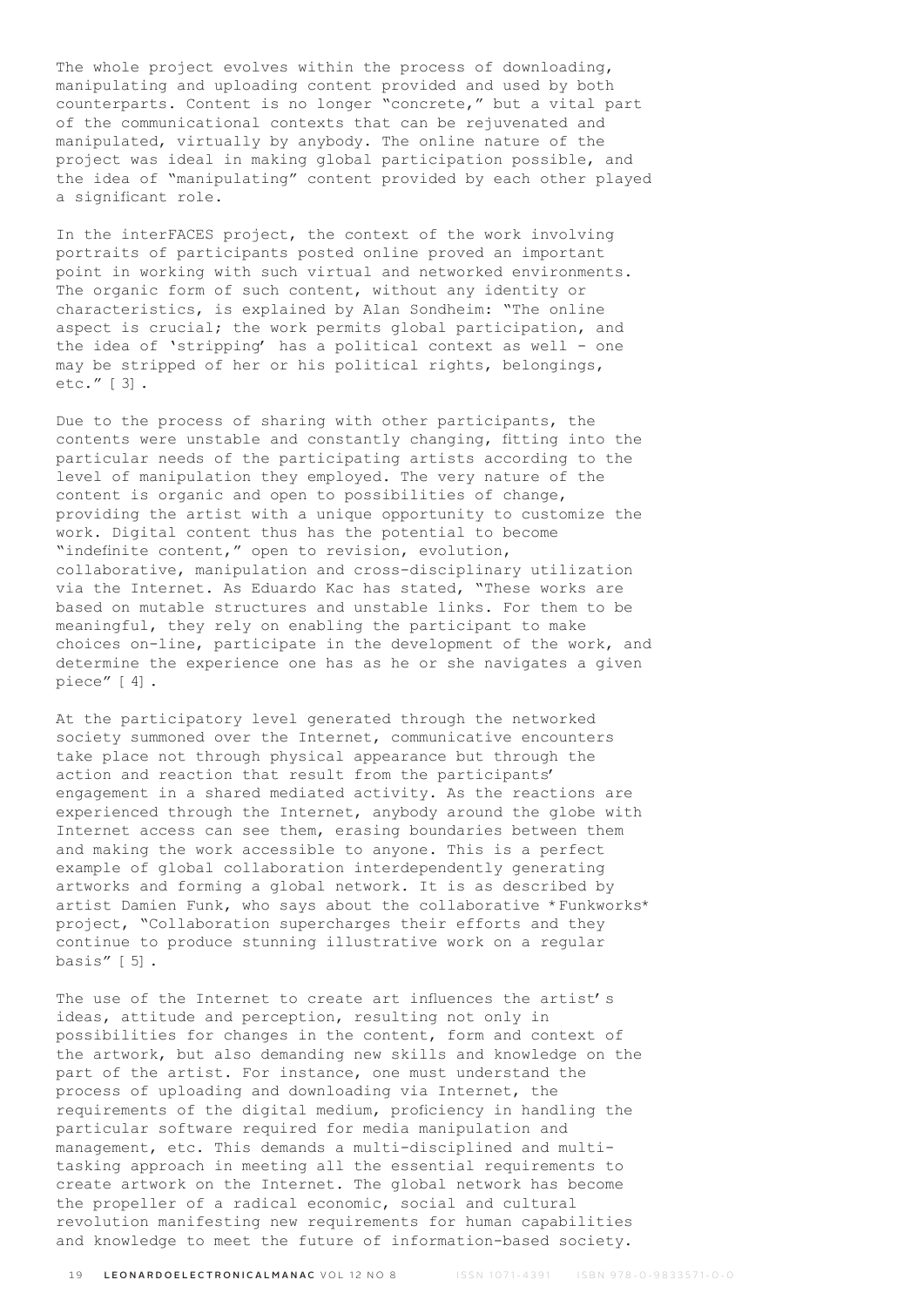The whole project evolves within the process of downloading, manipulating and uploading content provided and used by both counterparts. Content is no longer "concrete," but a vital part of the communicational contexts that can be rejuvenated and manipulated, virtually by anybody. The online nature of the project was ideal in making global participation possible, and the idea of "manipulating" content provided by each other played a significant role.

In the interFACES project, the context of the work involving portraits of participants posted online proved an important point in working with such virtual and networked environments. The organic form of such content, without any identity or characteristics, is explained by Alan Sondheim: "The online aspect is crucial; the work permits global participation, and the idea of 'stripping' has a political context as well - one may be stripped of her or his political rights, belongings, etc." [3].

Due to the process of sharing with other participants, the contents were unstable and constantly changing, fitting into the particular needs of the participating artists according to the level of manipulation they employed. The very nature of the content is organic and open to possibilities of change, providing the artist with a unique opportunity to customize the work. Digital content thus has the potential to become "indefinite content," open to revision, evolution, collaborative, manipulation and cross-disciplinary utilization via the Internet. As Eduardo Kac has stated, "These works are based on mutable structures and unstable links. For them to be meaningful, they rely on enabling the participant to make choices on-line, participate in the development of the work, and determine the experience one has as he or she navigates a given piece" [4].

At the participatory level generated through the networked society summoned over the Internet, communicative encounters take place not through physical appearance but through the action and reaction that result from the participants' engagement in a shared mediated activity. As the reactions are experienced through the Internet, anybody around the globe with Internet access can see them, erasing boundaries between them and making the work accessible to anyone. This is a perfect example of global collaboration interdependently generating artworks and forming a global network. It is as described by artist Damien Funk, who says about the collaborative *Funkworks* project, "Collaboration supercharges their efforts and they continue to produce stunning illustrative work on a regular basis" [5].

The use of the Internet to create art influences the artist's ideas, attitude and perception, resulting not only in possibilities for changes in the content, form and context of the artwork, but also demanding new skills and knowledge on the part of the artist. For instance, one must understand the process of uploading and downloading via Internet, the requirements of the digital medium, proficiency in handling the particular software required for media manipulation and management, etc. This demands a multi-disciplined and multi-tasking approach in meeting all the essential requirements to create artwork on the Internet. The global network has become the propeller of a radical economic, social and cultural revolution manifesting new requirements for human capabilities and knowledge to meet the future of information-based society.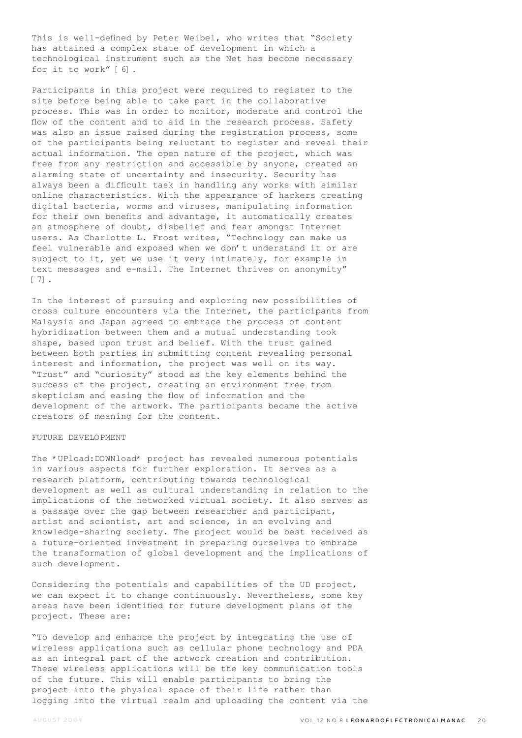This is well-defined by Peter Weibel, who writes that "Society has attained a complex state of development in which a technological instrument such as the Net has become necessary for it to work" [6].

Participants in this project were required to register to the site before being able to take part in the collaborative process. This was in order to monitor, moderate and control the flow of the content and to aid in the research process. Safety was also an issue raised during the registration process, some of the participants being reluctant to register and reveal their actual information. The open nature of the project, which was free from any restriction and accessible by anyone, created an alarming state of uncertainty and insecurity. Security has always been a difficult task in handling any works with similar online characteristics. With the appearance of hackers creating digital bacteria, worms and viruses, manipulating information for their own benefits and advantage, it automatically creates an atmosphere of doubt, disbelief and fear amongst Internet users. As Charlotte L. Frost writes, "Technology can make us feel vulnerable and exposed when we don't understand it or are subject to it, yet we use it very intimately, for example in text messages and e-mail. The Internet thrives on anonymity" [7].

In the interest of pursuing and exploring new possibilities of cross culture encounters via the Internet, the participants from Malaysia and Japan agreed to embrace the process of content hybridization between them and a mutual understanding took shape, based upon trust and belief. With the trust gained between both parties in submitting content revealing personal interest and information, the project was well on its way. "Trust" and "curiosity" stood as the key elements behind the success of the project, creating an environment free from skepticism and easing the flow of information and the development of the artwork. The participants became the active creators of meaning for the content.

## FUTURE DEVELOPMENT

The *UPload:DOWNload* project has revealed numerous potentials in various aspects for further exploration. It serves as a research platform, contributing towards technological development as well as cultural understanding in relation to the implications of the networked virtual society. It also serves as a passage over the gap between researcher and participant, artist and scientist, art and science, in an evolving and knowledge-sharing society. The project would be best received as a future-oriented investment in preparing ourselves to embrace the transformation of global development and the implications of such development.

Considering the potentials and capabilities of the UD project, we can expect it to change continuously. Nevertheless, some key areas have been identified for future development plans of the project. These are:

"To develop and enhance the project by integrating the use of wireless applications such as cellular phone technology and PDA as an integral part of the artwork creation and contribution. These wireless applications will be the key communication tools of the future. This will enable participants to bring the project into the physical space of their life rather than logging into the virtual realm and uploading the content via the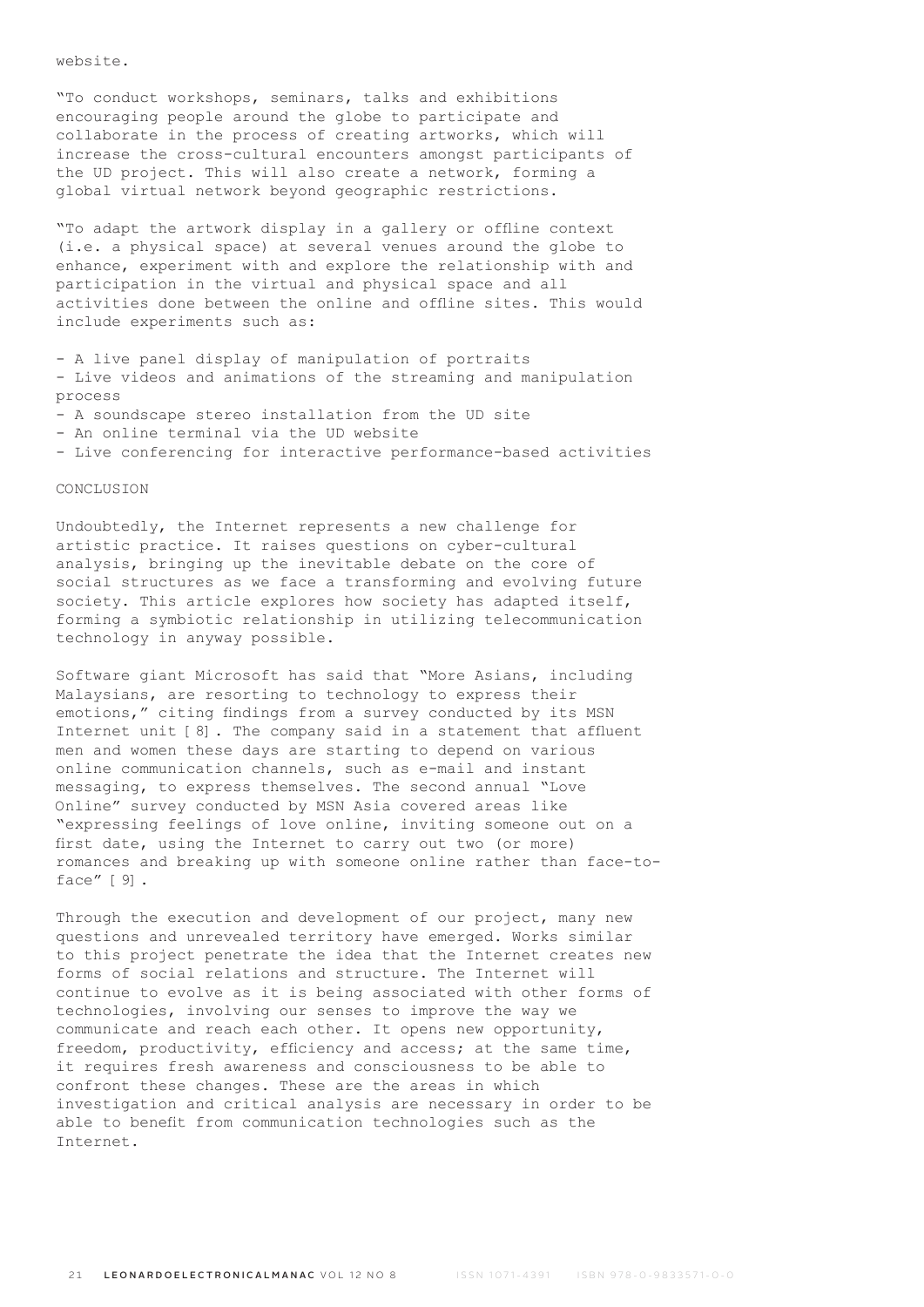website.

"To conduct workshops, seminars, talks and exhibitions encouraging people around the globe to participate and collaborate in the process of creating artworks, which will increase the cross-cultural encounters amongst participants of the UD project. This will also create a network, forming a global virtual network beyond geographic restrictions.

"To adapt the artwork display in a gallery or offline context (i.e. a physical space) at several venues around the globe to enhance, experiment with and explore the relationship with and participation in the virtual and physical space and all activities done between the online and offline sites. This would include experiments such as:

- A live panel display of manipulation of portraits
- Live videos and animations of the streaming and manipulation process
- A soundscape stereo installation from the UD site
- An online terminal via the UD website
- Live conferencing for interactive performance-based activities

## CONCLUSION

Undoubtedly, the Internet represents a new challenge for artistic practice. It raises questions on cyber-cultural analysis, bringing up the inevitable debate on the core of social structures as we face a transforming and evolving future society. This article explores how society has adapted itself, forming a symbiotic relationship in utilizing telecommunication technology in anyway possible.

Software giant Microsoft has said that "More Asians, including Malaysians, are resorting to technology to express their emotions," citing findings from a survey conducted by its MSN Internet unit [8]. The company said in a statement that affluent men and women these days are starting to depend on various online communication channels, such as e-mail and instant messaging, to express themselves. The second annual "Love Online" survey conducted by MSN Asia covered areas like "expressing feelings of love online, inviting someone out on a first date, using the Internet to carry out two (or more) romances and breaking up with someone online rather than face-to-face" [9].

Through the execution and development of our project, many new questions and unrevealed territory have emerged. Works similar to this project penetrate the idea that the Internet creates new forms of social relations and structure. The Internet will continue to evolve as it is being associated with other forms of technologies, involving our senses to improve the way we communicate and reach each other. It opens new opportunity, freedom, productivity, efficiency and access; at the same time, it requires fresh awareness and consciousness to be able to confront these changes. These are the areas in which investigation and critical analysis are necessary in order to be able to benefit from communication technologies such as the Internet.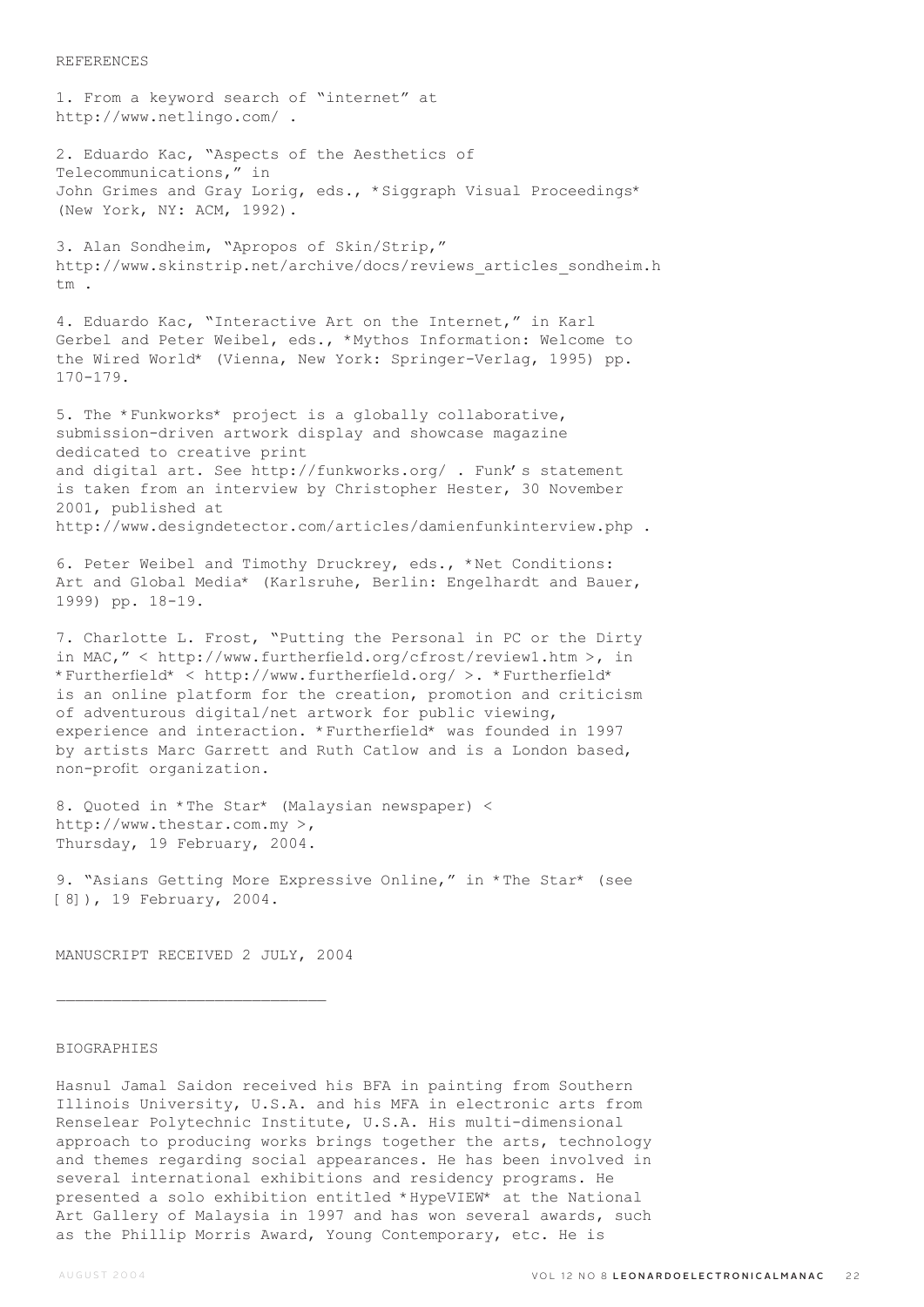## REFERENCES

1. From a keyword search of "internet" at http://www.netlingo.com/ .

2. Eduardo Kac, "Aspects of the Aesthetics of Telecommunications," in John Grimes and Gray Lorig, eds., *Siggraph Visual Proceedings* (New York, NY: ACM, 1992).

3. Alan Sondheim, "Apropos of Skin/Strip," http://www.skinstrip.net/archive/docs/reviews_articles_sondheim.htm .

4. Eduardo Kac, "Interactive Art on the Internet," in Karl Gerbel and Peter Weibel, eds., *Mythos Information: Welcome to the Wired World* (Vienna, New York: Springer-Verlag, 1995) pp. 170-179.

5. The *Funkworks* project is a globally collaborative, submission-driven artwork display and showcase magazine dedicated to creative print and digital art. See http://funkworks.org/ . Funk's statement is taken from an interview by Christopher Hester, 30 November 2001, published at http://www.designdetector.com/articles/damienfunkinterview.php .

6. Peter Weibel and Timothy Druckrey, eds., *Net Conditions: Art and Global Media* (Karlsruhe, Berlin: Engelhardt and Bauer, 1999) pp. 18-19.

7. Charlotte L. Frost, "Putting the Personal in PC or the Dirty in MAC," < http://www.furtherfield.org/cfrost/review1.htm >, in *Furtherfield* < http://www.furtherfield.org/ >. *Furtherfield* is an online platform for the creation, promotion and criticism of adventurous digital/net artwork for public viewing, experience and interaction. *Furtherfield* was founded in 1997 by artists Marc Garrett and Ruth Catlow and is a London based, non-profit organization.

8. Quoted in *The Star* (Malaysian newspaper) < http://www.thestar.com.my >, Thursday, 19 February, 2004.

9. "Asians Getting More Expressive Online," in *The Star* (see [8]), 19 February, 2004.

MANUSCRIPT RECEIVED 2 JULY, 2004

---

## BIOGRAPHIES

Hasnul Jamal Saidon received his BFA in painting from Southern Illinois University, U.S.A. and his MFA in electronic arts from Renselear Polytechnic Institute, U.S.A. His multi-dimensional approach to producing works brings together the arts, technology and themes regarding social appearances. He has been involved in several international exhibitions and residency programs. He presented a solo exhibition entitled *HypeVIEW* at the National Art Gallery of Malaysia in 1997 and has won several awards, such as the Phillip Morris Award, Young Contemporary, etc. He is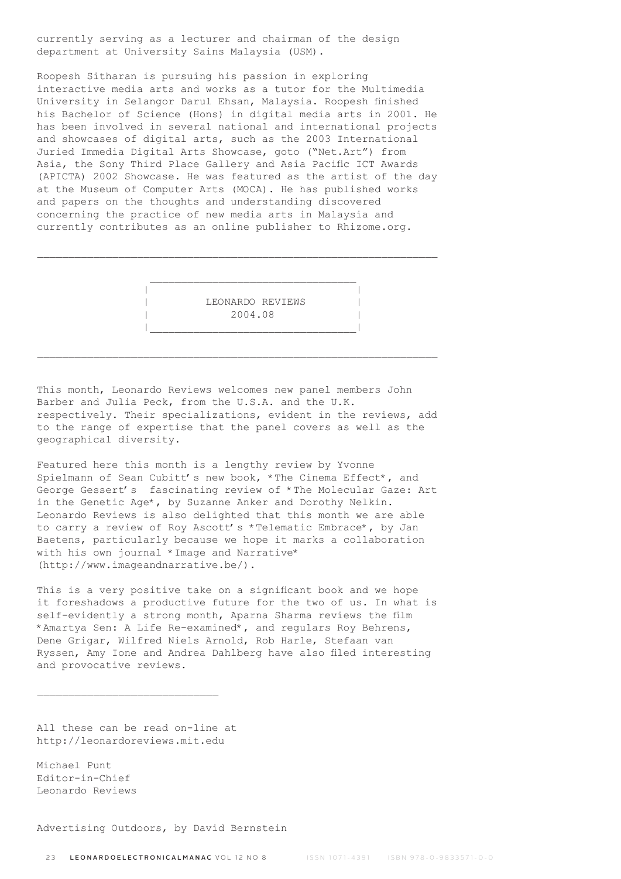currently serving as a lecturer and chairman of the design department at University Sains Malaysia (USM).

Roopesh Sitharan is pursuing his passion in exploring interactive media arts and works as a tutor for the Multimedia University in Selangor Darul Ehsan, Malaysia. Roopesh finished his Bachelor of Science (Hons) in digital media arts in 2001. He has been involved in several national and international projects and showcases of digital arts, such as the 2003 International Juried Immedia Digital Arts Showcase, goto ("Net.Art") from Asia, the Sony Third Place Gallery and Asia Pacific ICT Awards (APICTA) 2002 Showcase. He was featured as the artist of the day at the Museum of Computer Arts (MOCA). He has published works and papers on the thoughts and understanding discovered concerning the practice of new media arts in Malaysia and currently contributes as an online publisher to Rhizome.org.

---

## LEONARDO REVIEWS
## 2004.08

---

This month, Leonardo Reviews welcomes new panel members John Barber and Julia Peck, from the U.S.A. and the U.K. respectively. Their specializations, evident in the reviews, add to the range of expertise that the panel covers as well as the geographical diversity.

Featured here this month is a lengthy review by Yvonne Spielmann of Sean Cubitt's new book, *The Cinema Effect*, and George Gessert's fascinating review of *The Molecular Gaze: Art in the Genetic Age*, by Suzanne Anker and Dorothy Nelkin. Leonardo Reviews is also delighted that this month we are able to carry a review of Roy Ascott's *Telematic Embrace*, by Jan Baetens, particularly because we hope it marks a collaboration with his own journal *Image and Narrative* (http://www.imageandnarrative.be/).

This is a very positive take on a significant book and we hope it foreshadows a productive future for the two of us. In what is self-evidently a strong month, Aparna Sharma reviews the film *Amartya Sen: A Life Re-examined*, and regulars Roy Behrens, Dene Grigar, Wilfred Niels Arnold, Rob Harle, Stefaan van Ryssen, Amy Ione and Andrea Dahlberg have also filed interesting and provocative reviews.

---

All these can be read on-line at http://leonardoreviews.mit.edu

Michael Punt
Editor-in-Chief
Leonardo Reviews

Advertising Outdoors, by David Bernstein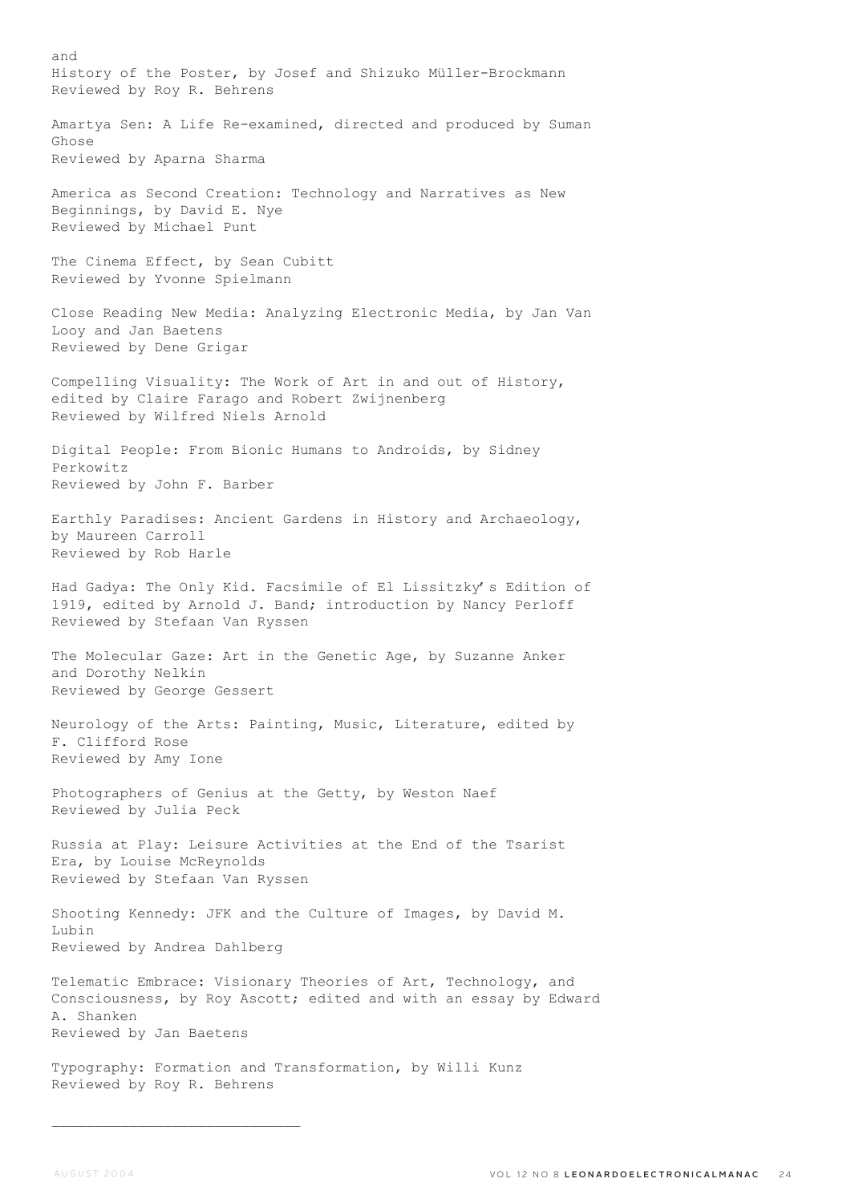and
History of the Poster, by Josef and Shizuko Müller-Brockmann
Reviewed by Roy R. Behrens

Amartya Sen: A Life Re-examined, directed and produced by Suman Ghose
Reviewed by Aparna Sharma

America as Second Creation: Technology and Narratives as New Beginnings, by David E. Nye
Reviewed by Michael Punt

The Cinema Effect, by Sean Cubitt
Reviewed by Yvonne Spielmann

Close Reading New Media: Analyzing Electronic Media, by Jan Van Looy and Jan Baetens
Reviewed by Dene Grigar

Compelling Visuality: The Work of Art in and out of History, edited by Claire Farago and Robert Zwijnenberg
Reviewed by Wilfred Niels Arnold

Digital People: From Bionic Humans to Androids, by Sidney Perkowitz
Reviewed by John F. Barber

Earthly Paradises: Ancient Gardens in History and Archaeology, by Maureen Carroll
Reviewed by Rob Harle

Had Gadya: The Only Kid. Facsimile of El Lissitzky's Edition of 1919, edited by Arnold J. Band; introduction by Nancy Perloff
Reviewed by Stefaan Van Ryssen

The Molecular Gaze: Art in the Genetic Age, by Suzanne Anker and Dorothy Nelkin
Reviewed by George Gessert

Neurology of the Arts: Painting, Music, Literature, edited by F. Clifford Rose
Reviewed by Amy Ione

Photographers of Genius at the Getty, by Weston Naef
Reviewed by Julia Peck

Russia at Play: Leisure Activities at the End of the Tsarist Era, by Louise McReynolds
Reviewed by Stefaan Van Ryssen

Shooting Kennedy: JFK and the Culture of Images, by David M. Lubin
Reviewed by Andrea Dahlberg

Telematic Embrace: Visionary Theories of Art, Technology, and Consciousness, by Roy Ascott; edited and with an essay by Edward A. Shanken
Reviewed by Jan Baetens

Typography: Formation and Transformation, by Willi Kunz
Reviewed by Roy R. Behrens

______________________________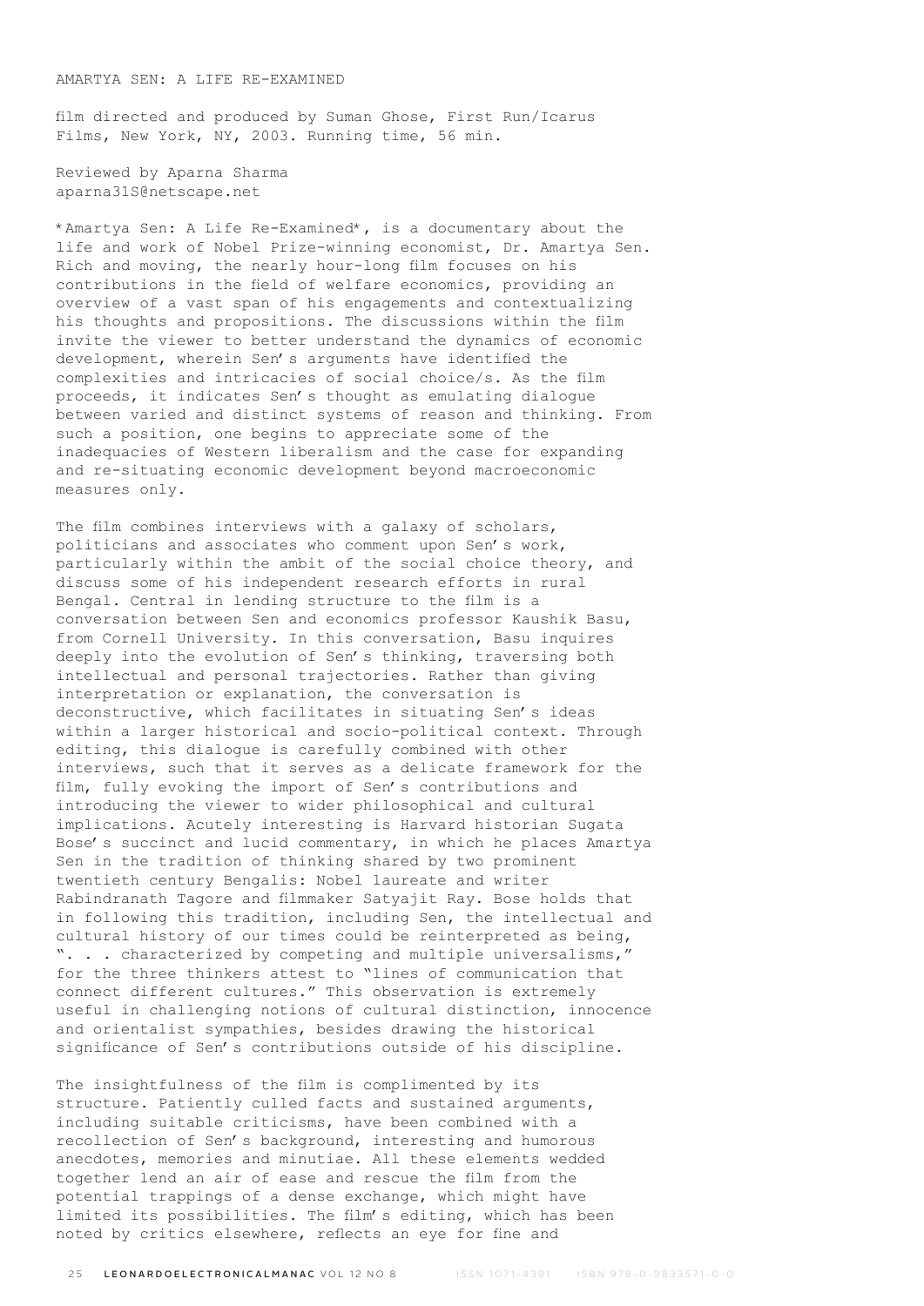AMARTYA SEN: A LIFE RE-EXAMINED

film directed and produced by Suman Ghose, First Run/Icarus Films, New York, NY, 2003. Running time, 56 min.

Reviewed by Aparna Sharma
aparna31S@netscape.net

*Amartya Sen: A Life Re-Examined*, is a documentary about the life and work of Nobel Prize-winning economist, Dr. Amartya Sen. Rich and moving, the nearly hour-long film focuses on his contributions in the field of welfare economics, providing an overview of a vast span of his engagements and contextualizing his thoughts and propositions. The discussions within the film invite the viewer to better understand the dynamics of economic development, wherein Sen's arguments have identified the complexities and intricacies of social choice/s. As the film proceeds, it indicates Sen's thought as emulating dialogue between varied and distinct systems of reason and thinking. From such a position, one begins to appreciate some of the inadequacies of Western liberalism and the case for expanding and re-situating economic development beyond macroeconomic measures only.

The film combines interviews with a galaxy of scholars, politicians and associates who comment upon Sen's work, particularly within the ambit of the social choice theory, and discuss some of his independent research efforts in rural Bengal. Central in lending structure to the film is a conversation between Sen and economics professor Kaushik Basu, from Cornell University. In this conversation, Basu inquires deeply into the evolution of Sen's thinking, traversing both intellectual and personal trajectories. Rather than giving interpretation or explanation, the conversation is deconstructive, which facilitates in situating Sen's ideas within a larger historical and socio-political context. Through editing, this dialogue is carefully combined with other interviews, such that it serves as a delicate framework for the film, fully evoking the import of Sen's contributions and introducing the viewer to wider philosophical and cultural implications. Acutely interesting is Harvard historian Sugata Bose's succinct and lucid commentary, in which he places Amartya Sen in the tradition of thinking shared by two prominent twentieth century Bengalis: Nobel laureate and writer Rabindranath Tagore and filmmaker Satyajit Ray. Bose holds that in following this tradition, including Sen, the intellectual and cultural history of our times could be reinterpreted as being, ". . . characterized by competing and multiple universalisms," for the three thinkers attest to "lines of communication that connect different cultures." This observation is extremely useful in challenging notions of cultural distinction, innocence and orientalist sympathies, besides drawing the historical significance of Sen's contributions outside of his discipline.

The insightfulness of the film is complimented by its structure. Patiently culled facts and sustained arguments, including suitable criticisms, have been combined with a recollection of Sen's background, interesting and humorous anecdotes, memories and minutiae. All these elements wedded together lend an air of ease and rescue the film from the potential trappings of a dense exchange, which might have limited its possibilities. The film's editing, which has been noted by critics elsewhere, reflects an eye for fine and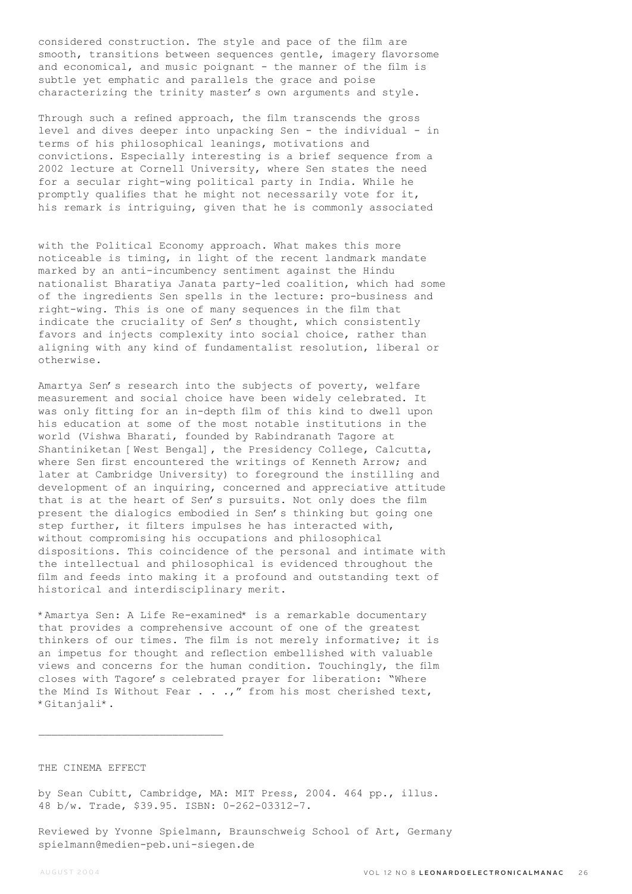considered construction. The style and pace of the film are smooth, transitions between sequences gentle, imagery flavorsome and economical, and music poignant - the manner of the film is subtle yet emphatic and parallels the grace and poise characterizing the trinity master's own arguments and style.

Through such a refined approach, the film transcends the gross level and dives deeper into unpacking Sen - the individual - in terms of his philosophical leanings, motivations and convictions. Especially interesting is a brief sequence from a 2002 lecture at Cornell University, where Sen states the need for a secular right-wing political party in India. While he promptly qualifies that he might not necessarily vote for it, his remark is intriguing, given that he is commonly associated with the Political Economy approach. What makes this more noticeable is timing, in light of the recent landmark mandate marked by an anti-incumbency sentiment against the Hindu nationalist Bharatiya Janata party-led coalition, which had some of the ingredients Sen spells in the lecture: pro-business and right-wing. This is one of many sequences in the film that indicate the cruciality of Sen's thought, which consistently favors and injects complexity into social choice, rather than aligning with any kind of fundamentalist resolution, liberal or otherwise.

Amartya Sen's research into the subjects of poverty, welfare measurement and social choice have been widely celebrated. It was only fitting for an in-depth film of this kind to dwell upon his education at some of the most notable institutions in the world (Vishwa Bharati, founded by Rabindranath Tagore at Shantiniketan [West Bengal], the Presidency College, Calcutta, where Sen first encountered the writings of Kenneth Arrow; and later at Cambridge University) to foreground the instilling and development of an inquiring, concerned and appreciative attitude that is at the heart of Sen's pursuits. Not only does the film present the dialogics embodied in Sen's thinking but going one step further, it filters impulses he has interacted with, without compromising his occupations and philosophical dispositions. This coincidence of the personal and intimate with the intellectual and philosophical is evidenced throughout the film and feeds into making it a profound and outstanding text of historical and interdisciplinary merit.

*Amartya Sen: A Life Re-examined* is a remarkable documentary that provides a comprehensive account of one of the greatest thinkers of our times. The film is not merely informative; it is an impetus for thought and reflection embellished with valuable views and concerns for the human condition. Touchingly, the film closes with Tagore's celebrated prayer for liberation: "Where the Mind Is Without Fear . . .," from his most cherished text, *Gitanjali*.

---

THE CINEMA EFFECT

by Sean Cubitt, Cambridge, MA: MIT Press, 2004. 464 pp., illus. 48 b/w. Trade, $39.95. ISBN: 0-262-03312-7.

Reviewed by Yvonne Spielmann, Braunschweig School of Art, Germany
spielmann@medien-peb.uni-siegen.de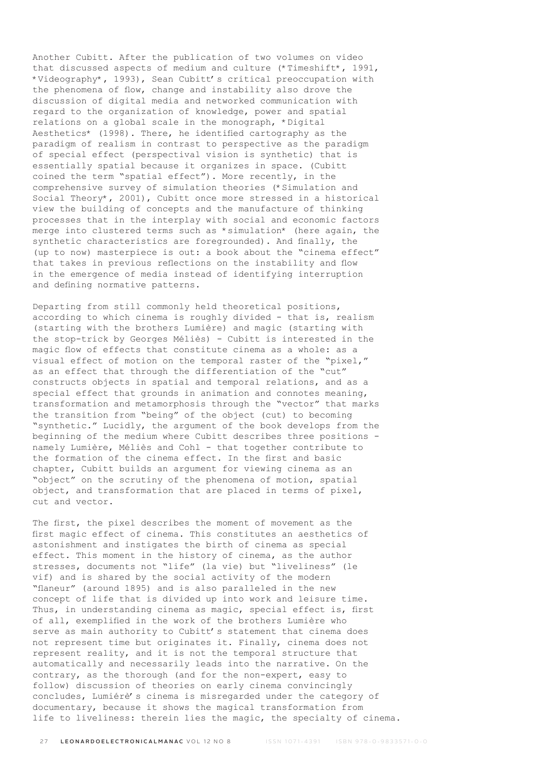Another Cubitt. After the publication of two volumes on video that discussed aspects of medium and culture (*Timeshift*, 1991, *Videography*, 1993), Sean Cubitt's critical preoccupation with the phenomena of flow, change and instability also drove the discussion of digital media and networked communication with regard to the organization of knowledge, power and spatial relations on a global scale in the monograph, *Digital Aesthetics* (1998). There, he identified cartography as the paradigm of realism in contrast to perspective as the paradigm of special effect (perspectival vision is synthetic) that is essentially spatial because it organizes in space. (Cubitt coined the term "spatial effect"). More recently, in the comprehensive survey of simulation theories (*Simulation and Social Theory*, 2001), Cubitt once more stressed in a historical view the building of concepts and the manufacture of thinking processes that in the interplay with social and economic factors merge into clustered terms such as *simulation* (here again, the synthetic characteristics are foregrounded). And finally, the (up to now) masterpiece is out: a book about the "cinema effect" that takes in previous reflections on the instability and flow in the emergence of media instead of identifying interruption and defining normative patterns.

Departing from still commonly held theoretical positions, according to which cinema is roughly divided - that is, realism (starting with the brothers Lumière) and magic (starting with the stop-trick by Georges Méliès) - Cubitt is interested in the magic flow of effects that constitute cinema as a whole: as a visual effect of motion on the temporal raster of the "pixel," as an effect that through the differentiation of the "cut" constructs objects in spatial and temporal relations, and as a special effect that grounds in animation and connotes meaning, transformation and metamorphosis through the "vector" that marks the transition from "being" of the object (cut) to becoming "synthetic." Lucidly, the argument of the book develops from the beginning of the medium where Cubitt describes three positions - namely Lumière, Méliès and Cohl - that together contribute to the formation of the cinema effect. In the first and basic chapter, Cubitt builds an argument for viewing cinema as an "object" on the scrutiny of the phenomena of motion, spatial object, and transformation that are placed in terms of pixel, cut and vector.

The first, the pixel describes the moment of movement as the first magic effect of cinema. This constitutes an aesthetics of astonishment and instigates the birth of cinema as special effect. This moment in the history of cinema, as the author stresses, documents not "life" (la vie) but "liveliness" (le vif) and is shared by the social activity of the modern "flaneur" (around 1895) and is also paralleled in the new concept of life that is divided up into work and leisure time. Thus, in understanding cinema as magic, special effect is, first of all, exemplified in the work of the brothers Lumière who serve as main authority to Cubitt's statement that cinema does not represent time but originates it. Finally, cinema does not represent reality, and it is not the temporal structure that automatically and necessarily leads into the narrative. On the contrary, as the thorough (and for the non-expert, easy to follow) discussion of theories on early cinema convincingly concludes, Lumiérè's cinema is misregarded under the category of documentary, because it shows the magical transformation from life to liveliness: therein lies the magic, the specialty of cinema.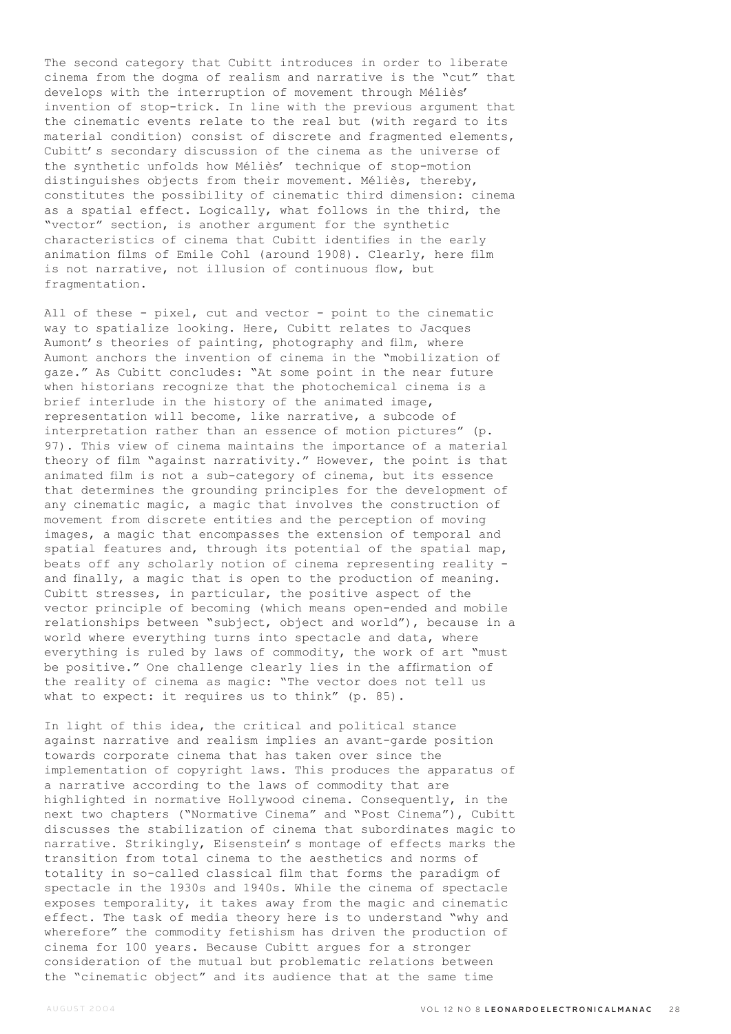The second category that Cubitt introduces in order to liberate cinema from the dogma of realism and narrative is the "cut" that develops with the interruption of movement through Méliès' invention of stop-trick. In line with the previous argument that the cinematic events relate to the real but (with regard to its material condition) consist of discrete and fragmented elements, Cubitt's secondary discussion of the cinema as the universe of the synthetic unfolds how Méliès' technique of stop-motion distinguishes objects from their movement. Méliès, thereby, constitutes the possibility of cinematic third dimension: cinema as a spatial effect. Logically, what follows in the third, the "vector" section, is another argument for the synthetic characteristics of cinema that Cubitt identifies in the early animation films of Emile Cohl (around 1908). Clearly, here film is not narrative, not illusion of continuous flow, but fragmentation.

All of these - pixel, cut and vector - point to the cinematic way to spatialize looking. Here, Cubitt relates to Jacques Aumont's theories of painting, photography and film, where Aumont anchors the invention of cinema in the "mobilization of gaze." As Cubitt concludes: "At some point in the near future when historians recognize that the photochemical cinema is a brief interlude in the history of the animated image, representation will become, like narrative, a subcode of interpretation rather than an essence of motion pictures" (p. 97). This view of cinema maintains the importance of a material theory of film "against narrativity." However, the point is that animated film is not a sub-category of cinema, but its essence that determines the grounding principles for the development of any cinematic magic, a magic that involves the construction of movement from discrete entities and the perception of moving images, a magic that encompasses the extension of temporal and spatial features and, through its potential of the spatial map, beats off any scholarly notion of cinema representing reality - and finally, a magic that is open to the production of meaning. Cubitt stresses, in particular, the positive aspect of the vector principle of becoming (which means open-ended and mobile relationships between "subject, object and world"), because in a world where everything turns into spectacle and data, where everything is ruled by laws of commodity, the work of art "must be positive." One challenge clearly lies in the affirmation of the reality of cinema as magic: "The vector does not tell us what to expect: it requires us to think" (p. 85).

In light of this idea, the critical and political stance against narrative and realism implies an avant-garde position towards corporate cinema that has taken over since the implementation of copyright laws. This produces the apparatus of a narrative according to the laws of commodity that are highlighted in normative Hollywood cinema. Consequently, in the next two chapters ("Normative Cinema" and "Post Cinema"), Cubitt discusses the stabilization of cinema that subordinates magic to narrative. Strikingly, Eisenstein's montage of effects marks the transition from total cinema to the aesthetics and norms of totality in so-called classical film that forms the paradigm of spectacle in the 1930s and 1940s. While the cinema of spectacle exposes temporality, it takes away from the magic and cinematic effect. The task of media theory here is to understand "why and wherefore" the commodity fetishism has driven the production of cinema for 100 years. Because Cubitt argues for a stronger consideration of the mutual but problematic relations between the "cinematic object" and its audience that at the same time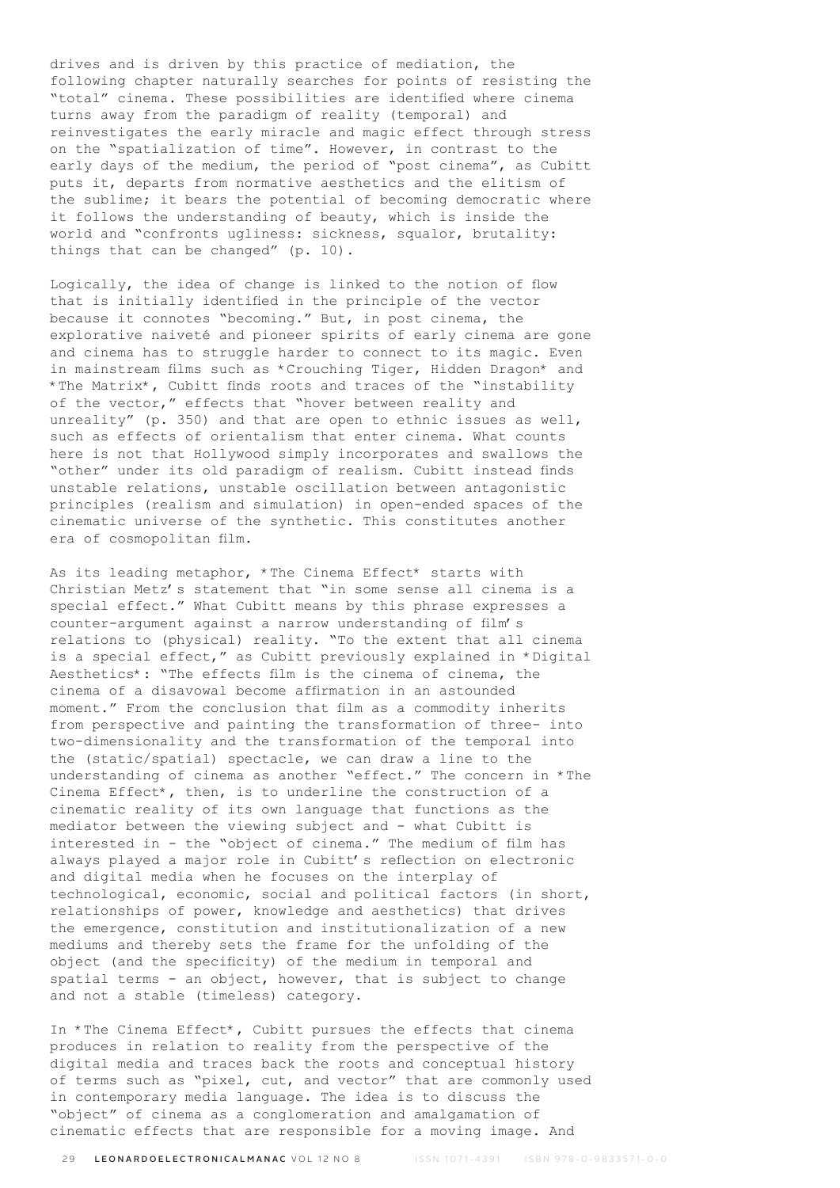drives and is driven by this practice of mediation, the following chapter naturally searches for points of resisting the "total" cinema. These possibilities are identified where cinema turns away from the paradigm of reality (temporal) and reinvestigates the early miracle and magic effect through stress on the "spatialization of time". However, in contrast to the early days of the medium, the period of "post cinema", as Cubitt puts it, departs from normative aesthetics and the elitism of the sublime; it bears the potential of becoming democratic where it follows the understanding of beauty, which is inside the world and "confronts ugliness: sickness, squalor, brutality: things that can be changed" (p. 10).

Logically, the idea of change is linked to the notion of flow that is initially identified in the principle of the vector because it connotes "becoming." But, in post cinema, the explorative naiveté and pioneer spirits of early cinema are gone and cinema has to struggle harder to connect to its magic. Even in mainstream films such as *Crouching Tiger, Hidden Dragon* and *The Matrix*, Cubitt finds roots and traces of the "instability of the vector," effects that "hover between reality and unreality" (p. 350) and that are open to ethnic issues as well, such as effects of orientalism that enter cinema. What counts here is not that Hollywood simply incorporates and swallows the "other" under its old paradigm of realism. Cubitt instead finds unstable relations, unstable oscillation between antagonistic principles (realism and simulation) in open-ended spaces of the cinematic universe of the synthetic. This constitutes another era of cosmopolitan film.

As its leading metaphor, *The Cinema Effect* starts with Christian Metz's statement that "in some sense all cinema is a special effect." What Cubitt means by this phrase expresses a counter-argument against a narrow understanding of film's relations to (physical) reality. "To the extent that all cinema is a special effect," as Cubitt previously explained in *Digital Aesthetics*: "The effects film is the cinema of cinema, the cinema of a disavowal become affirmation in an astounded moment." From the conclusion that film as a commodity inherits from perspective and painting the transformation of three- into two-dimensionality and the transformation of the temporal into the (static/spatial) spectacle, we can draw a line to the understanding of cinema as another "effect." The concern in *The Cinema Effect*, then, is to underline the construction of a cinematic reality of its own language that functions as the mediator between the viewing subject and - what Cubitt is interested in - the "object of cinema." The medium of film has always played a major role in Cubitt's reflection on electronic and digital media when he focuses on the interplay of technological, economic, social and political factors (in short, relationships of power, knowledge and aesthetics) that drives the emergence, constitution and institutionalization of a new mediums and thereby sets the frame for the unfolding of the object (and the specificity) of the medium in temporal and spatial terms - an object, however, that is subject to change and not a stable (timeless) category.

In *The Cinema Effect*, Cubitt pursues the effects that cinema produces in relation to reality from the perspective of the digital media and traces back the roots and conceptual history of terms such as "pixel, cut, and vector" that are commonly used in contemporary media language. The idea is to discuss the "object" of cinema as a conglomeration and amalgamation of cinematic effects that are responsible for a moving image. And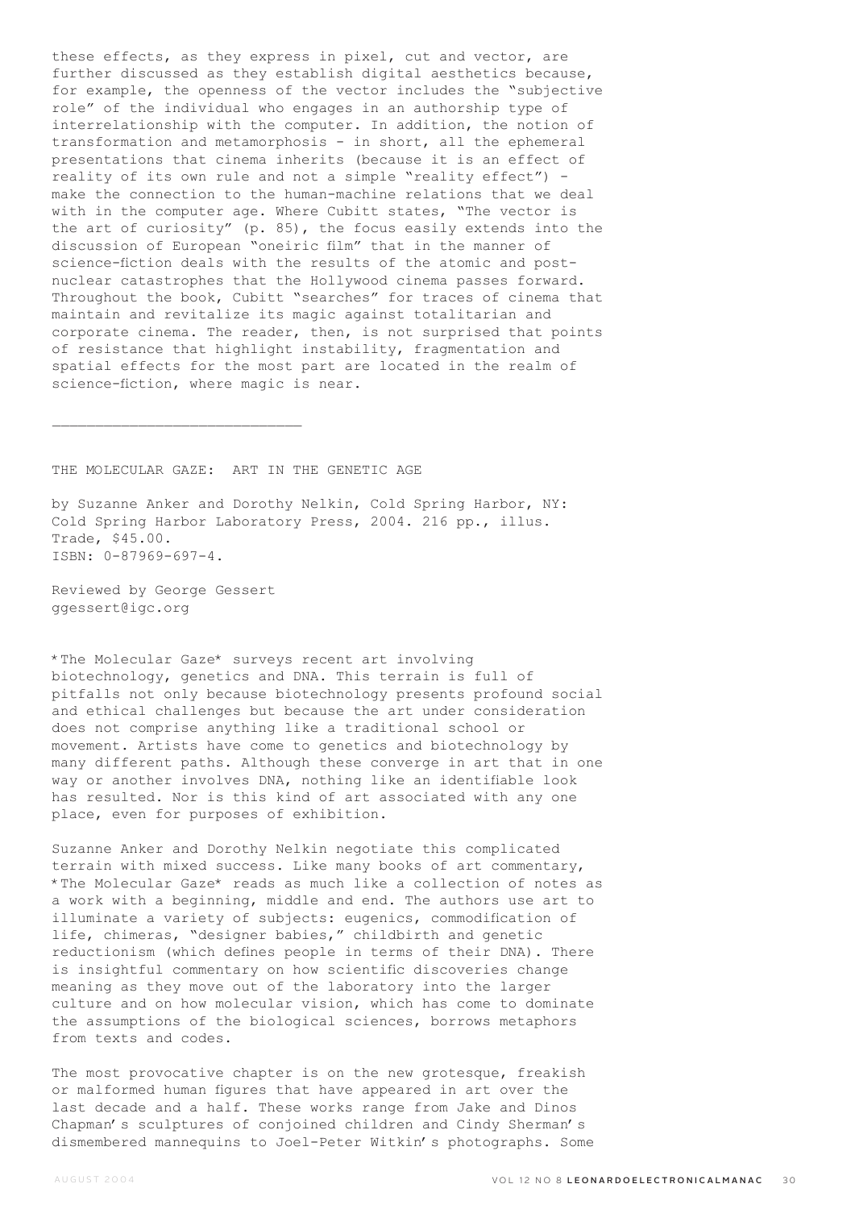these effects, as they express in pixel, cut and vector, are further discussed as they establish digital aesthetics because, for example, the openness of the vector includes the "subjective role" of the individual who engages in an authorship type of interrelationship with the computer. In addition, the notion of transformation and metamorphosis - in short, all the ephemeral presentations that cinema inherits (because it is an effect of reality of its own rule and not a simple "reality effect") - make the connection to the human-machine relations that we deal with in the computer age. Where Cubitt states, "The vector is the art of curiosity" (p. 85), the focus easily extends into the discussion of European "oneiric film" that in the manner of science-fiction deals with the results of the atomic and post-nuclear catastrophes that the Hollywood cinema passes forward. Throughout the book, Cubitt "searches" for traces of cinema that maintain and revitalize its magic against totalitarian and corporate cinema. The reader, then, is not surprised that points of resistance that highlight instability, fragmentation and spatial effects for the most part are located in the realm of science-fiction, where magic is near.

---

## THE MOLECULAR GAZE: ART IN THE GENETIC AGE

by Suzanne Anker and Dorothy Nelkin, Cold Spring Harbor, NY: Cold Spring Harbor Laboratory Press, 2004. 216 pp., illus. Trade, $45.00.
ISBN: 0-87969-697-4.

Reviewed by George Gessert
ggessert@igc.org

*The Molecular Gaze* surveys recent art involving biotechnology, genetics and DNA. This terrain is full of pitfalls not only because biotechnology presents profound social and ethical challenges but because the art under consideration does not comprise anything like a traditional school or movement. Artists have come to genetics and biotechnology by many different paths. Although these converge in art that in one way or another involves DNA, nothing like an identifiable look has resulted. Nor is this kind of art associated with any one place, even for purposes of exhibition.

Suzanne Anker and Dorothy Nelkin negotiate this complicated terrain with mixed success. Like many books of art commentary, *The Molecular Gaze* reads as much like a collection of notes as a work with a beginning, middle and end. The authors use art to illuminate a variety of subjects: eugenics, commodification of life, chimeras, "designer babies," childbirth and genetic reductionism (which defines people in terms of their DNA). There is insightful commentary on how scientific discoveries change meaning as they move out of the laboratory into the larger culture and on how molecular vision, which has come to dominate the assumptions of the biological sciences, borrows metaphors from texts and codes.

The most provocative chapter is on the new grotesque, freakish or malformed human figures that have appeared in art over the last decade and a half. These works range from Jake and Dinos Chapman's sculptures of conjoined children and Cindy Sherman's dismembered mannequins to Joel-Peter Witkin's photographs. Some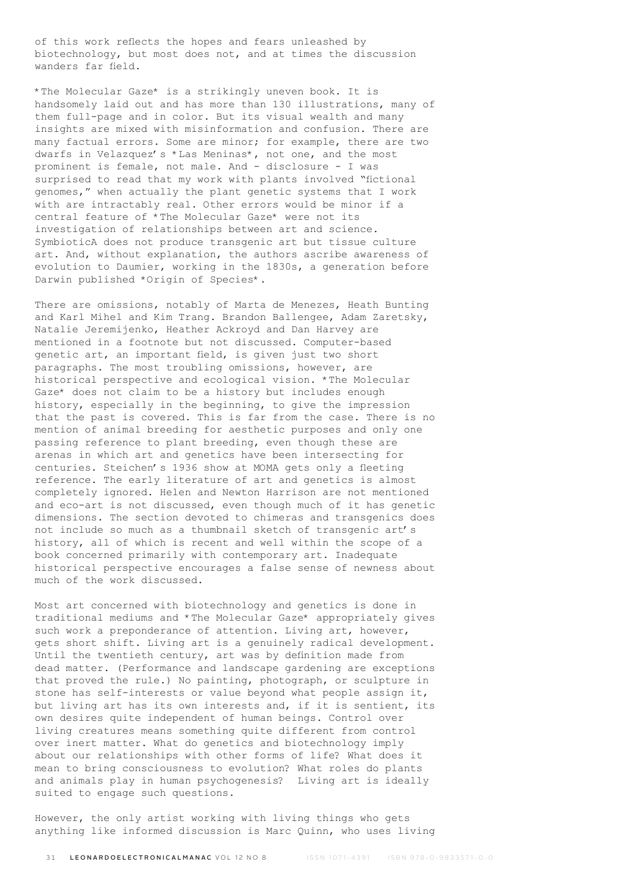of this work reflects the hopes and fears unleashed by biotechnology, but most does not, and at times the discussion wanders far field.

*The Molecular Gaze* is a strikingly uneven book. It is handsomely laid out and has more than 130 illustrations, many of them full-page and in color. But its visual wealth and many insights are mixed with misinformation and confusion. There are many factual errors. Some are minor; for example, there are two dwarfs in Velazquez's *Las Meninas*, not one, and the most prominent is female, not male. And - disclosure - I was surprised to read that my work with plants involved "fictional genomes," when actually the plant genetic systems that I work with are intractably real. Other errors would be minor if a central feature of *The Molecular Gaze* were not its investigation of relationships between art and science. SymbioticA does not produce transgenic art but tissue culture art. And, without explanation, the authors ascribe awareness of evolution to Daumier, working in the 1830s, a generation before Darwin published *Origin of Species*.

There are omissions, notably of Marta de Menezes, Heath Bunting and Karl Mihel and Kim Trang. Brandon Ballengee, Adam Zaretsky, Natalie Jeremijenko, Heather Ackroyd and Dan Harvey are mentioned in a footnote but not discussed. Computer-based genetic art, an important field, is given just two short paragraphs. The most troubling omissions, however, are historical perspective and ecological vision. *The Molecular Gaze* does not claim to be a history but includes enough history, especially in the beginning, to give the impression that the past is covered. This is far from the case. There is no mention of animal breeding for aesthetic purposes and only one passing reference to plant breeding, even though these are arenas in which art and genetics have been intersecting for centuries. Steichen's 1936 show at MOMA gets only a fleeting reference. The early literature of art and genetics is almost completely ignored. Helen and Newton Harrison are not mentioned and eco-art is not discussed, even though much of it has genetic dimensions. The section devoted to chimeras and transgenics does not include so much as a thumbnail sketch of transgenic art's history, all of which is recent and well within the scope of a book concerned primarily with contemporary art. Inadequate historical perspective encourages a false sense of newness about much of the work discussed.

Most art concerned with biotechnology and genetics is done in traditional mediums and *The Molecular Gaze* appropriately gives such work a preponderance of attention. Living art, however, gets short shift. Living art is a genuinely radical development. Until the twentieth century, art was by definition made from dead matter. (Performance and landscape gardening are exceptions that proved the rule.) No painting, photograph, or sculpture in stone has self-interests or value beyond what people assign it, but living art has its own interests and, if it is sentient, its own desires quite independent of human beings. Control over living creatures means something quite different from control over inert matter. What do genetics and biotechnology imply about our relationships with other forms of life? What does it mean to bring consciousness to evolution? What roles do plants and animals play in human psychogenesis? Living art is ideally suited to engage such questions.

However, the only artist working with living things who gets anything like informed discussion is Marc Quinn, who uses living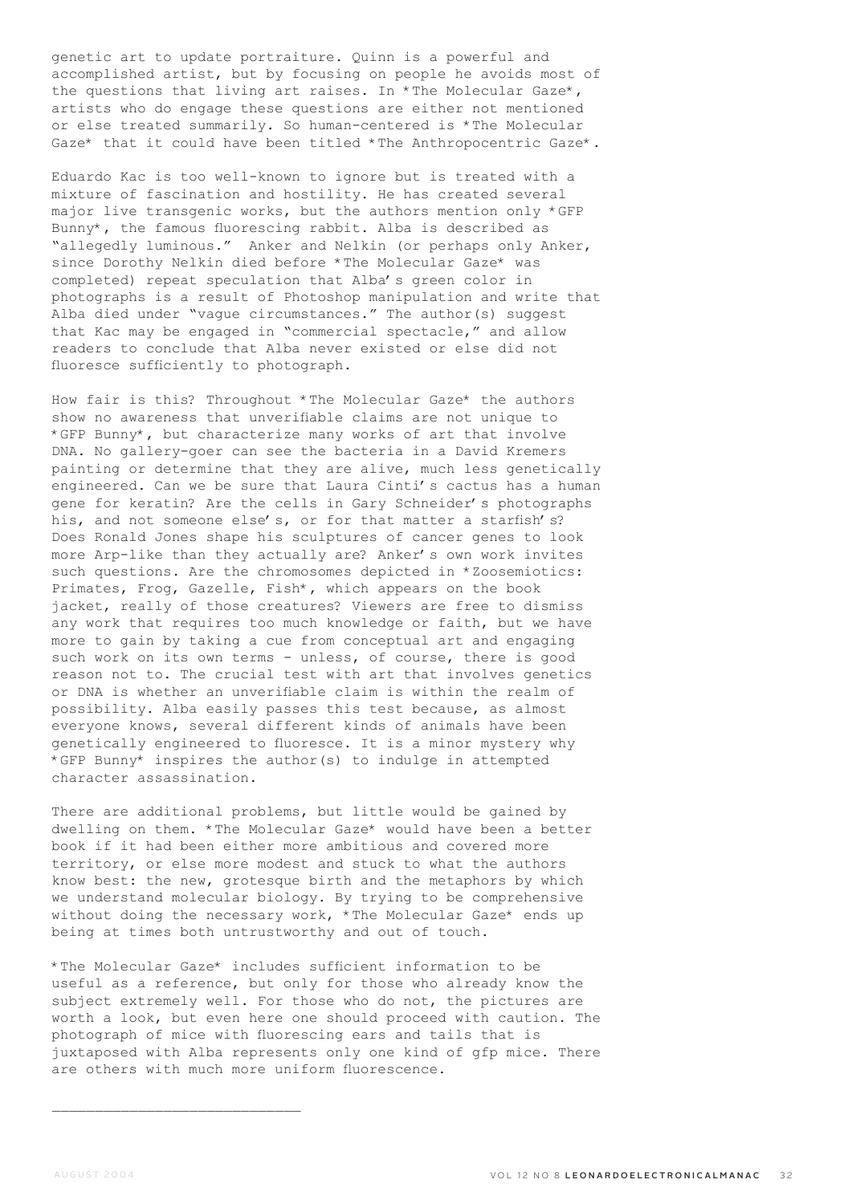genetic art to update portraiture. Quinn is a powerful and accomplished artist, but by focusing on people he avoids most of the questions that living art raises. In *The Molecular Gaze*, artists who do engage these questions are either not mentioned or else treated summarily. So human-centered is *The Molecular Gaze* that it could have been titled *The Anthropocentric Gaze*.

Eduardo Kac is too well-known to ignore but is treated with a mixture of fascination and hostility. He has created several major live transgenic works, but the authors mention only *GFP Bunny*, the famous fluorescing rabbit. Alba is described as "allegedly luminous." Anker and Nelkin (or perhaps only Anker, since Dorothy Nelkin died before *The Molecular Gaze* was completed) repeat speculation that Alba's green color in photographs is a result of Photoshop manipulation and write that Alba died under "vague circumstances." The author(s) suggest that Kac may be engaged in "commercial spectacle," and allow readers to conclude that Alba never existed or else did not fluoresce sufficiently to photograph.

How fair is this? Throughout *The Molecular Gaze* the authors show no awareness that unverifiable claims are not unique to *GFP Bunny*, but characterize many works of art that involve DNA. No gallery-goer can see the bacteria in a David Kremers painting or determine that they are alive, much less genetically engineered. Can we be sure that Laura Cinti's cactus has a human gene for keratin? Are the cells in Gary Schneider's photographs his, and not someone else's, or for that matter a starfish's? Does Ronald Jones shape his sculptures of cancer genes to look more Arp-like than they actually are? Anker's own work invites such questions. Are the chromosomes depicted in *Zoosemiotics: Primates, Frog, Gazelle, Fish*, which appears on the book jacket, really of those creatures? Viewers are free to dismiss any work that requires too much knowledge or faith, but we have more to gain by taking a cue from conceptual art and engaging such work on its own terms - unless, of course, there is good reason not to. The crucial test with art that involves genetics or DNA is whether an unverifiable claim is within the realm of possibility. Alba easily passes this test because, as almost everyone knows, several different kinds of animals have been genetically engineered to fluoresce. It is a minor mystery why *GFP Bunny* inspires the author(s) to indulge in attempted character assassination.

There are additional problems, but little would be gained by dwelling on them. *The Molecular Gaze* would have been a better book if it had been either more ambitious and covered more territory, or else more modest and stuck to what the authors know best: the new, grotesque birth and the metaphors by which we understand molecular biology. By trying to be comprehensive without doing the necessary work, *The Molecular Gaze* ends up being at times both untrustworthy and out of touch.

*The Molecular Gaze* includes sufficient information to be useful as a reference, but only for those who already know the subject extremely well. For those who do not, the pictures are worth a look, but even here one should proceed with caution. The photograph of mice with fluorescing ears and tails that is juxtaposed with Alba represents only one kind of gfp mice. There are others with much more uniform fluorescence.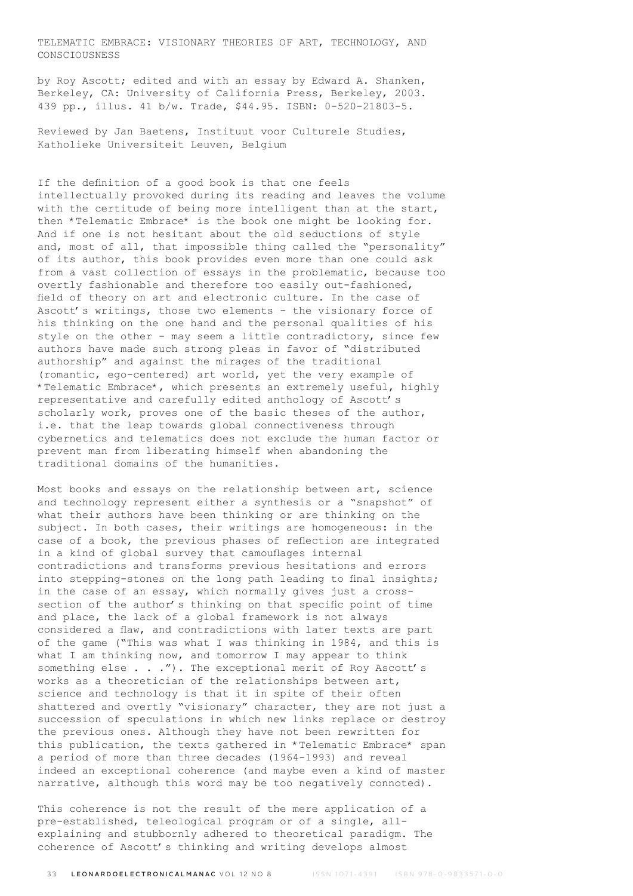TELEMATIC EMBRACE: VISIONARY THEORIES OF ART, TECHNOLOGY, AND CONSCIOUSNESS

by Roy Ascott; edited and with an essay by Edward A. Shanken, Berkeley, CA: University of California Press, Berkeley, 2003. 439 pp., illus. 41 b/w. Trade, $44.95. ISBN: 0-520-21803-5.

Reviewed by Jan Baetens, Instituut voor Culturele Studies, Katholieke Universiteit Leuven, Belgium

If the definition of a good book is that one feels intellectually provoked during its reading and leaves the volume with the certitude of being more intelligent than at the start, then *Telematic Embrace* is the book one might be looking for. And if one is not hesitant about the old seductions of style and, most of all, that impossible thing called the "personality" of its author, this book provides even more than one could ask from a vast collection of essays in the problematic, because too overtly fashionable and therefore too easily out-fashioned, field of theory on art and electronic culture. In the case of Ascott's writings, those two elements - the visionary force of his thinking on the one hand and the personal qualities of his style on the other - may seem a little contradictory, since few authors have made such strong pleas in favor of "distributed authorship" and against the mirages of the traditional (romantic, ego-centered) art world, yet the very example of *Telematic Embrace*, which presents an extremely useful, highly representative and carefully edited anthology of Ascott's scholarly work, proves one of the basic theses of the author, i.e. that the leap towards global connectiveness through cybernetics and telematics does not exclude the human factor or prevent man from liberating himself when abandoning the traditional domains of the humanities.

Most books and essays on the relationship between art, science and technology represent either a synthesis or a "snapshot" of what their authors have been thinking or are thinking on the subject. In both cases, their writings are homogeneous: in the case of a book, the previous phases of reflection are integrated in a kind of global survey that camouflages internal contradictions and transforms previous hesitations and errors into stepping-stones on the long path leading to final insights; in the case of an essay, which normally gives just a cross-section of the author's thinking on that specific point of time and place, the lack of a global framework is not always considered a flaw, and contradictions with later texts are part of the game ("This was what I was thinking in 1984, and this is what I am thinking now, and tomorrow I may appear to think something else . . ."). The exceptional merit of Roy Ascott's works as a theoretician of the relationships between art, science and technology is that it in spite of their often shattered and overtly "visionary" character, they are not just a succession of speculations in which new links replace or destroy the previous ones. Although they have not been rewritten for this publication, the texts gathered in *Telematic Embrace* span a period of more than three decades (1964-1993) and reveal indeed an exceptional coherence (and maybe even a kind of master narrative, although this word may be too negatively connoted).

This coherence is not the result of the mere application of a pre-established, teleological program or of a single, all-explaining and stubbornly adhered to theoretical paradigm. The coherence of Ascott's thinking and writing develops almost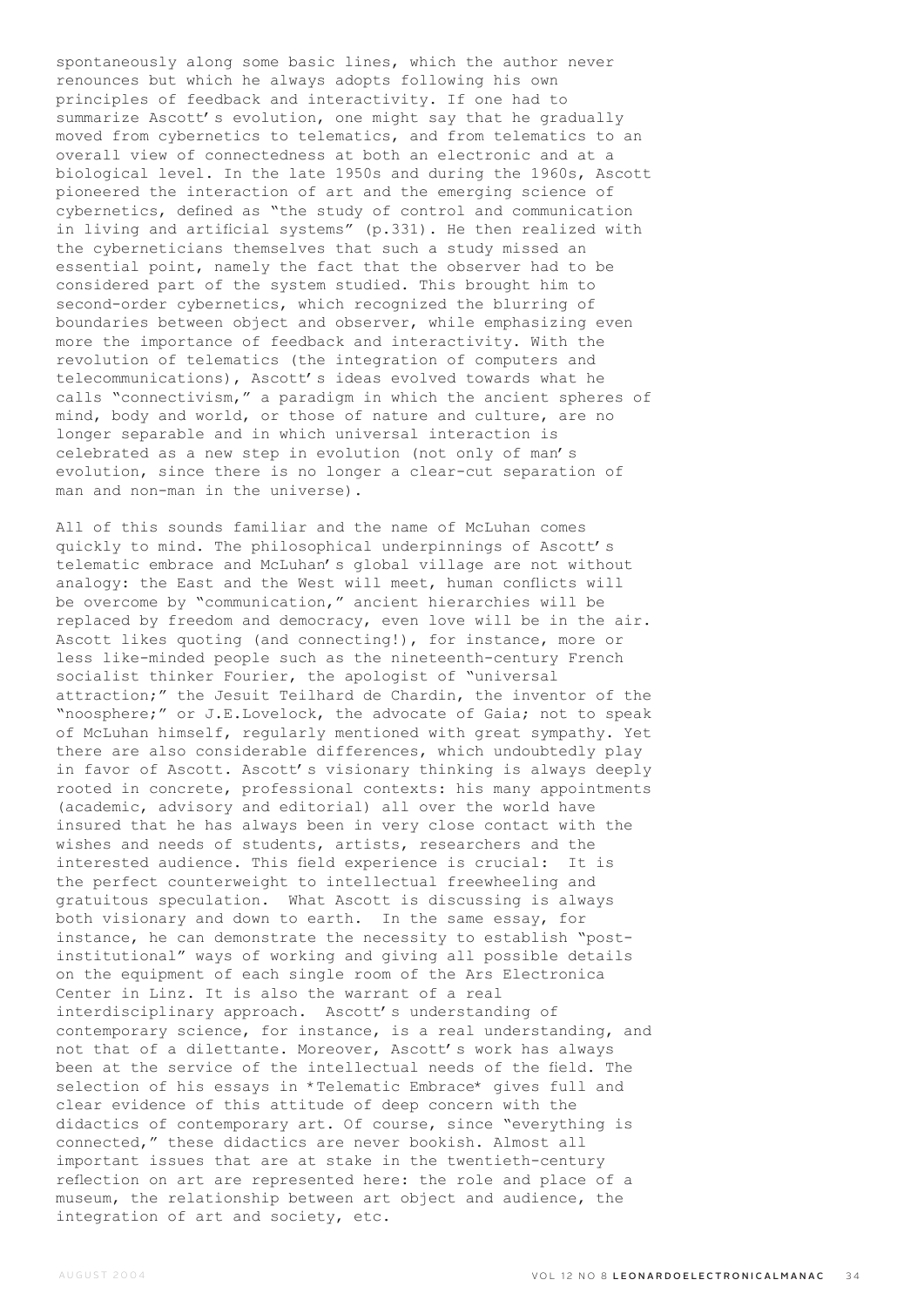spontaneously along some basic lines, which the author never renounces but which he always adopts following his own principles of feedback and interactivity. If one had to summarize Ascott's evolution, one might say that he gradually moved from cybernetics to telematics, and from telematics to an overall view of connectedness at both an electronic and at a biological level. In the late 1950s and during the 1960s, Ascott pioneered the interaction of art and the emerging science of cybernetics, defined as "the study of control and communication in living and artificial systems" (p.331). He then realized with the cyberneticians themselves that such a study missed an essential point, namely the fact that the observer had to be considered part of the system studied. This brought him to second-order cybernetics, which recognized the blurring of boundaries between object and observer, while emphasizing even more the importance of feedback and interactivity. With the revolution of telematics (the integration of computers and telecommunications), Ascott's ideas evolved towards what he calls "connectivism," a paradigm in which the ancient spheres of mind, body and world, or those of nature and culture, are no longer separable and in which universal interaction is celebrated as a new step in evolution (not only of man's evolution, since there is no longer a clear-cut separation of man and non-man in the universe).

All of this sounds familiar and the name of McLuhan comes quickly to mind. The philosophical underpinnings of Ascott's telematic embrace and McLuhan's global village are not without analogy: the East and the West will meet, human conflicts will be overcome by "communication," ancient hierarchies will be replaced by freedom and democracy, even love will be in the air. Ascott likes quoting (and connecting!), for instance, more or less like-minded people such as the nineteenth-century French socialist thinker Fourier, the apologist of "universal attraction;" the Jesuit Teilhard de Chardin, the inventor of the "noosphere;" or J.E.Lovelock, the advocate of Gaia; not to speak of McLuhan himself, regularly mentioned with great sympathy. Yet there are also considerable differences, which undoubtedly play in favor of Ascott. Ascott's visionary thinking is always deeply rooted in concrete, professional contexts: his many appointments (academic, advisory and editorial) all over the world have insured that he has always been in very close contact with the wishes and needs of students, artists, researchers and the interested audience. This field experience is crucial: It is the perfect counterweight to intellectual freewheeling and gratuitous speculation. What Ascott is discussing is always both visionary and down to earth. In the same essay, for instance, he can demonstrate the necessity to establish "post-institutional" ways of working and giving all possible details on the equipment of each single room of the Ars Electronica Center in Linz. It is also the warrant of a real interdisciplinary approach. Ascott's understanding of contemporary science, for instance, is a real understanding, and not that of a dilettante. Moreover, Ascott's work has always been at the service of the intellectual needs of the field. The selection of his essays in *Telematic Embrace* gives full and clear evidence of this attitude of deep concern with the didactics of contemporary art. Of course, since "everything is connected," these didactics are never bookish. Almost all important issues that are at stake in the twentieth-century reflection on art are represented here: the role and place of a museum, the relationship between art object and audience, the integration of art and society, etc.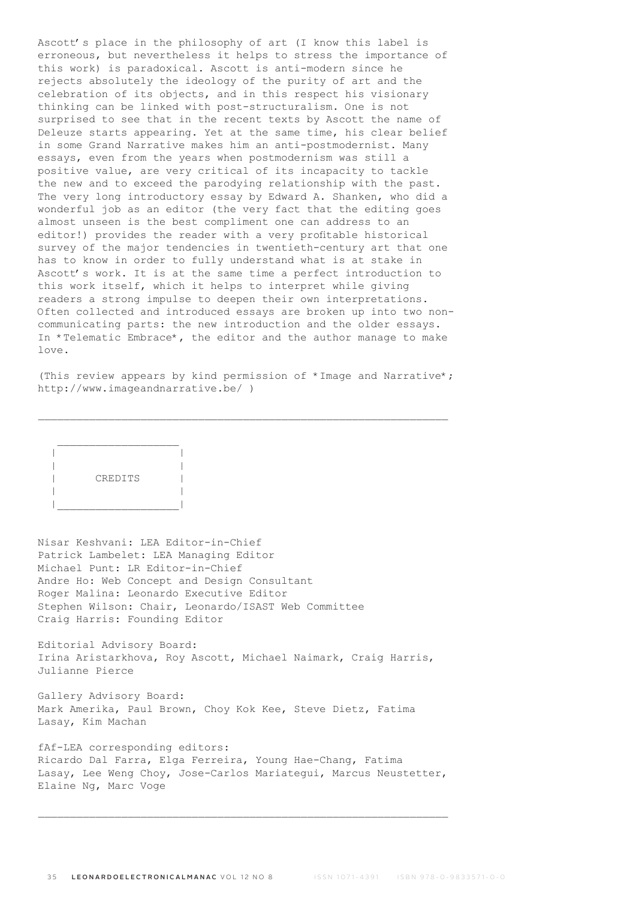Ascott's place in the philosophy of art (I know this label is erroneous, but nevertheless it helps to stress the importance of this work) is paradoxical. Ascott is anti-modern since he rejects absolutely the ideology of the purity of art and the celebration of its objects, and in this respect his visionary thinking can be linked with post-structuralism. One is not surprised to see that in the recent texts by Ascott the name of Deleuze starts appearing. Yet at the same time, his clear belief in some Grand Narrative makes him an anti-postmodernist. Many essays, even from the years when postmodernism was still a positive value, are very critical of its incapacity to tackle the new and to exceed the parodying relationship with the past. The very long introductory essay by Edward A. Shanken, who did a wonderful job as an editor (the very fact that the editing goes almost unseen is the best compliment one can address to an editor!) provides the reader with a very profitable historical survey of the major tendencies in twentieth-century art that one has to know in order to fully understand what is at stake in Ascott's work. It is at the same time a perfect introduction to this work itself, which it helps to interpret while giving readers a strong impulse to deepen their own interpretations. Often collected and introduced essays are broken up into two non-communicating parts: the new introduction and the older essays. In *Telematic Embrace*, the editor and the author manage to make love.

(This review appears by kind permission of *Image and Narrative*; http://www.imageandnarrative.be/ )

---

## CREDITS

Nisar Keshvani: LEA Editor-in-Chief
Patrick Lambelet: LEA Managing Editor
Michael Punt: LR Editor-in-Chief
Andre Ho: Web Concept and Design Consultant
Roger Malina: Leonardo Executive Editor
Stephen Wilson: Chair, Leonardo/ISAST Web Committee
Craig Harris: Founding Editor

Editorial Advisory Board:
Irina Aristarkhova, Roy Ascott, Michael Naimark, Craig Harris, Julianne Pierce

Gallery Advisory Board:
Mark Amerika, Paul Brown, Choy Kok Kee, Steve Dietz, Fatima Lasay, Kim Machan

fAf-LEA corresponding editors:
Ricardo Dal Farra, Elga Ferreira, Young Hae-Chang, Fatima Lasay, Lee Weng Choy, Jose-Carlos Mariategui, Marcus Neustetter, Elaine Ng, Marc Voge

---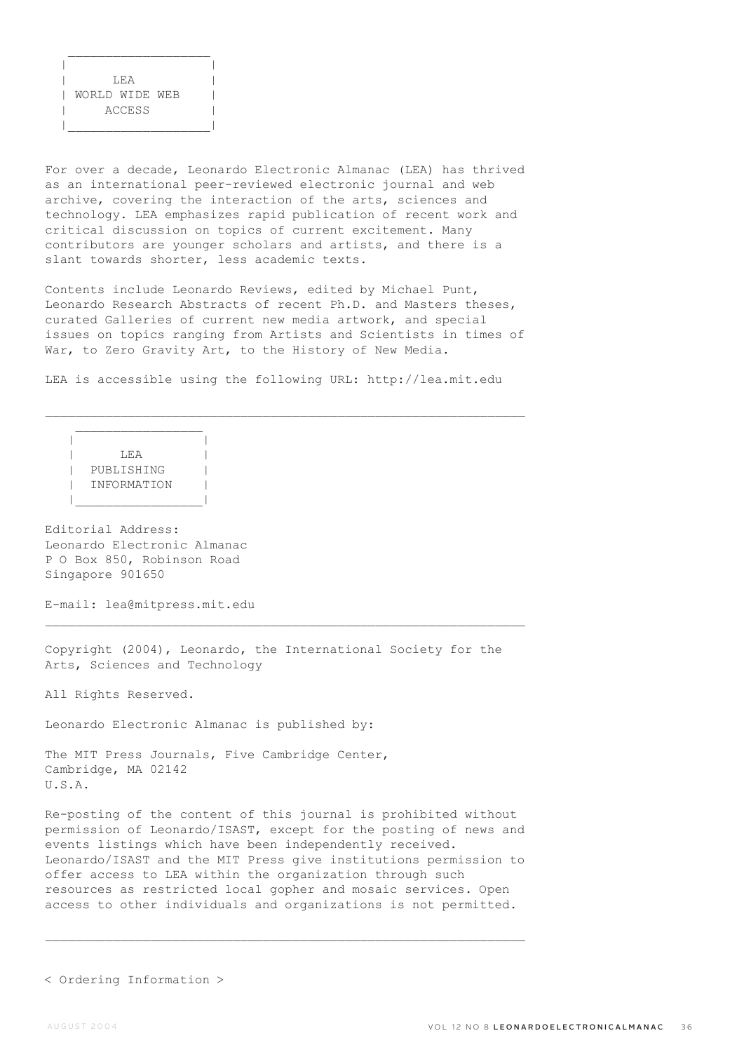## LEA WORLD WIDE WEB ACCESS

For over a decade, Leonardo Electronic Almanac (LEA) has thrived as an international peer-reviewed electronic journal and web archive, covering the interaction of the arts, sciences and technology. LEA emphasizes rapid publication of recent work and critical discussion on topics of current excitement. Many contributors are younger scholars and artists, and there is a slant towards shorter, less academic texts.

Contents include Leonardo Reviews, edited by Michael Punt, Leonardo Research Abstracts of recent Ph.D. and Masters theses, curated Galleries of current new media artwork, and special issues on topics ranging from Artists and Scientists in times of War, to Zero Gravity Art, to the History of New Media.

LEA is accessible using the following URL: http://lea.mit.edu

---

## LEA PUBLISHING INFORMATION

Editorial Address:
Leonardo Electronic Almanac
P O Box 850, Robinson Road
Singapore 901650

E-mail: lea@mitpress.mit.edu

---

Copyright (2004), Leonardo, the International Society for the Arts, Sciences and Technology

All Rights Reserved.

Leonardo Electronic Almanac is published by:

The MIT Press Journals, Five Cambridge Center,
Cambridge, MA 02142
U.S.A.

Re-posting of the content of this journal is prohibited without permission of Leonardo/ISAST, except for the posting of news and events listings which have been independently received. Leonardo/ISAST and the MIT Press give institutions permission to offer access to LEA within the organization through such resources as restricted local gopher and mosaic services. Open access to other individuals and organizations is not permitted.

---

< Ordering Information >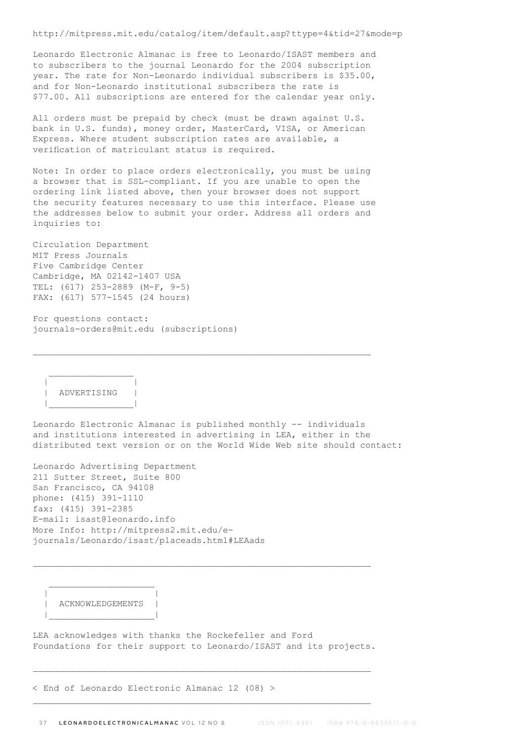http://mitpress.mit.edu/catalog/item/default.asp?ttype=4&tid=27&mode=p

Leonardo Electronic Almanac is free to Leonardo/ISAST members and to subscribers to the journal Leonardo for the 2004 subscription year. The rate for Non-Leonardo individual subscribers is $35.00, and for Non-Leonardo institutional subscribers the rate is $77.00. All subscriptions are entered for the calendar year only.

All orders must be prepaid by check (must be drawn against U.S. bank in U.S. funds), money order, MasterCard, VISA, or American Express. Where student subscription rates are available, a verification of matriculant status is required.

Note: In order to place orders electronically, you must be using a browser that is SSL-compliant. If you are unable to open the ordering link listed above, then your browser does not support the security features necessary to use this interface. Please use the addresses below to submit your order. Address all orders and inquiries to:

Circulation Department
MIT Press Journals
Five Cambridge Center
Cambridge, MA 02142-1407 USA
TEL: (617) 253-2889 (M-F, 9-5)
FAX: (617) 577-1545 (24 hours)

For questions contact:
journals-orders@mit.edu (subscriptions)

---

## ADVERTISING

Leonardo Electronic Almanac is published monthly -- individuals and institutions interested in advertising in LEA, either in the distributed text version or on the World Wide Web site should contact:

Leonardo Advertising Department
211 Sutter Street, Suite 800
San Francisco, CA 94108
phone: (415) 391-1110
fax: (415) 391-2385
E-mail: isast@leonardo.info
More Info: http://mitpress2.mit.edu/e-journals/Leonardo/isast/placeads.html#LEAads

---

## ACKNOWLEDGEMENTS

LEA acknowledges with thanks the Rockefeller and Ford Foundations for their support to Leonardo/ISAST and its projects.

---

< End of Leonardo Electronic Almanac 12 (08) >

---